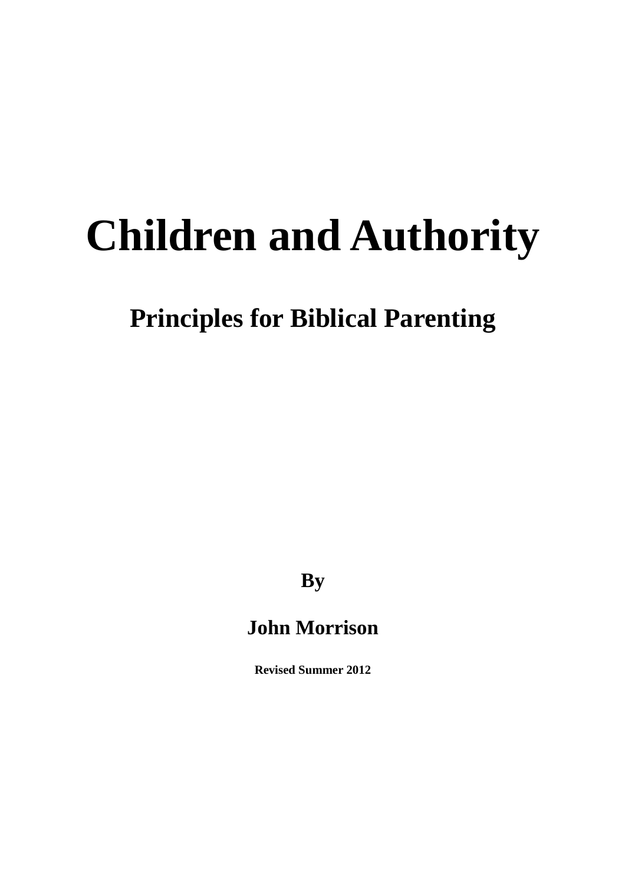# Children and Authority

## Principles for Biblical Parenting

**By**

**John Morrison**

**Revised Summer 2012**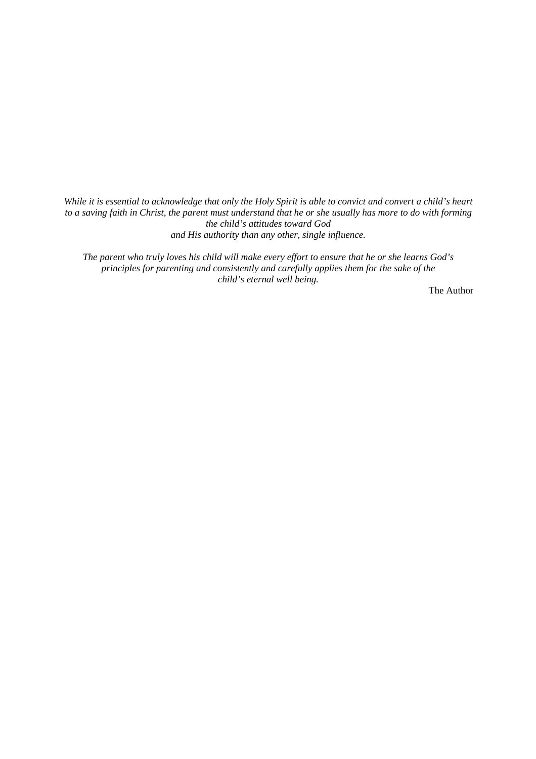*While it is essential to acknowledge that only the Holy Spirit is able to convict and convert a child's heart to a saving faith in Christ, the parent must understand that he or she usually has more to do with forming the child's attitudes toward God and His authority than any other, single influence.*

*The parent who truly loves his child will make every effort to ensure that he or she learns God's principles for parenting and consistently and carefully applies them for the sake of the child's eternal well being.*

The Author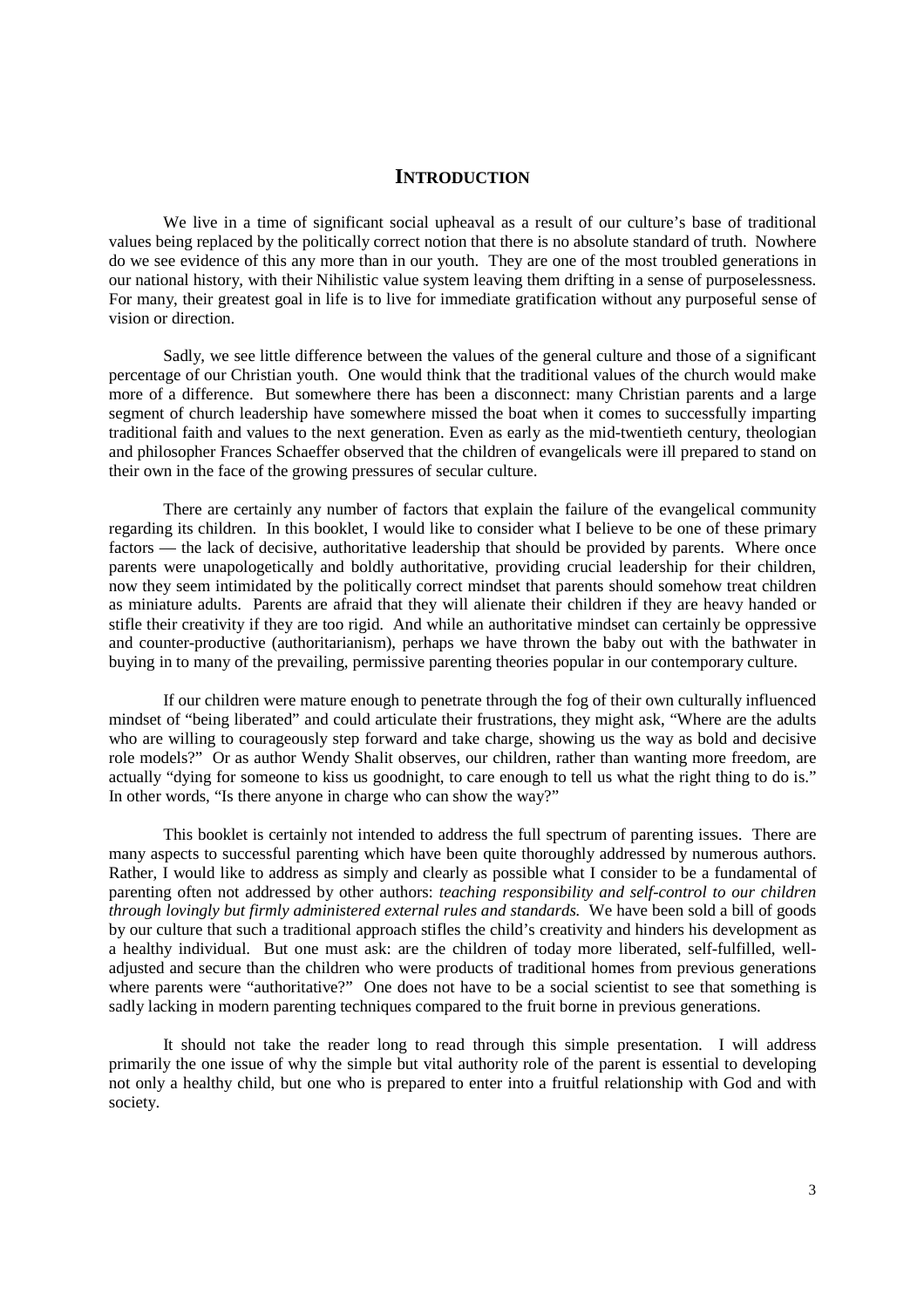# INTRODUCTION

We live in a time of significant social upheaval as a result of our culture's base of traditional values being replaced by the politically correct notion that there is no absolute standard of truth. Nowhere do we see evidence of this any more than in our youth. They are one of the most troubled generations in our national history, with their Nihilistic value system leaving them drifting in a sense of purposelessness. For many, their greatest goal in life is to live for immediate gratification without any purposeful sense of vision or direction.

Sadly, we see little difference between the values of the general culture and those of a significant percentage of our Christian youth. One would think that the traditional values of the church would make more of a difference. But somewhere there has been a disconnect: many Christian parents and a large segment of church leadership have somewhere missed the boat when it comes to successfully imparting traditional faith and values to the next generation. Even as early as the mid-twentieth century, theologian and philosopher Frances Schaeffer observed that the children of evangelicals were ill prepared to stand on their own in the face of the growing pressures of secular culture.

There are certainly any number of factors that explain the failure of the evangelical community regarding its children. In this booklet, I would like to consider what I believe to be one of these primary factors — the lack of decisive, authoritative leadership that should be provided by parents. Where once parents were unapologetically and boldly authoritative, providing crucial leadership for their children, now they seem intimidated by the politically correct mindset that parents should somehow treat children as miniature adults. Parents are afraid that they will alienate their children if they are heavy handed or stifle their creativity if they are too rigid. And while an authoritative mindset can certainly be oppressive and counter-productive (authoritarianism), perhaps we have thrown the baby out with the bathwater in buying in to many of the prevailing, permissive parenting theories popular in our contemporary culture.

If our children were mature enough to penetrate through the fog of their own culturally influenced mindset of "being liberated" and could articulate their frustrations, they might ask, "Where are the adults who are willing to courageously step forward and take charge, showing us the way as bold and decisive role models?" Or as author Wendy Shalit observes, our children, rather than wanting more freedom, are actually "dying for someone to kiss us goodnight, to care enough to tell us what the right thing to do is." In other words, "Is there anyone in charge who can show the way?"

This booklet is certainly not intended to address the full spectrum of parenting issues. There are many aspects to successful parenting which have been quite thoroughly addressed by numerous authors. Rather, I would like to address as simply and clearly as possible what I consider to be a fundamental of parenting often not addressed by other authors: *teaching responsibility and self-control to our children through lovingly but firmly administered external rules and standards.* We have been sold a bill of goods by our culture that such a traditional approach stifles the child's creativity and hinders his development as a healthy individual. But one must ask: are the children of today more liberated, self-fulfilled, well-adjusted and secure than the children who were products of traditional homes from previous generations where parents were "authoritative?" One does not have to be a social scientist to see that something is sadly lacking in modern parenting techniques compared to the fruit borne in previous generations.

It should not take the reader long to read through this simple presentation. I will address primarily the one issue of why the simple but vital authority role of the parent is essential to developing not only a healthy child, but one who is prepared to enter into a fruitful relationship with God and with society.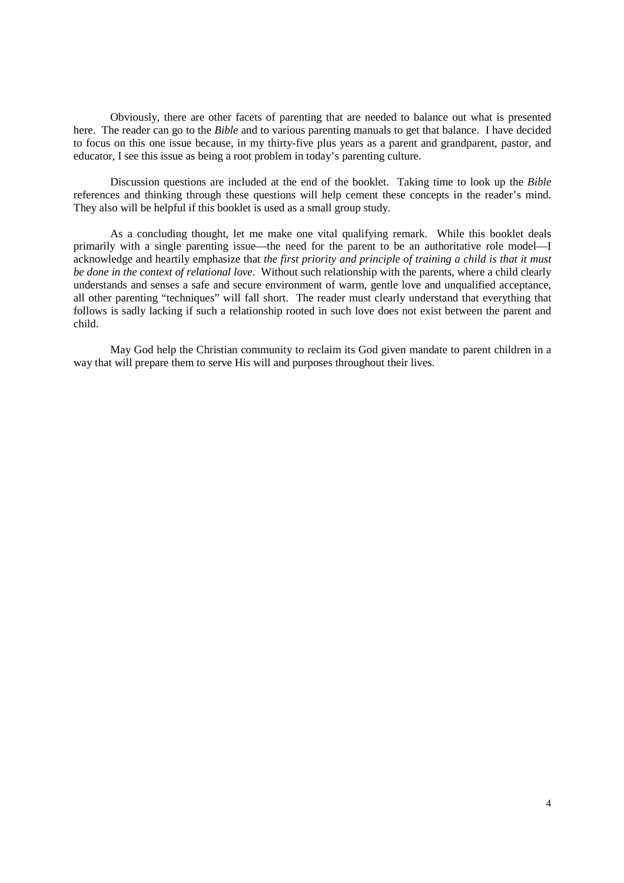Obviously, there are other facets of parenting that are needed to balance out what is presented here. The reader can go to the *Bible* and to various parenting manuals to get that balance. I have decided to focus on this one issue because, in my thirty-five plus years as a parent and grandparent, pastor, and educator, I see this issue as being a root problem in today's parenting culture.

Discussion questions are included at the end of the booklet. Taking time to look up the *Bible* references and thinking through these questions will help cement these concepts in the reader's mind. They also will be helpful if this booklet is used as a small group study.

As a concluding thought, let me make one vital qualifying remark. While this booklet deals primarily with a single parenting issue—the need for the parent to be an authoritative role model—I acknowledge and heartily emphasize that *the first priority and principle of training a child is that it must be done in the context of relational love.* Without such relationship with the parents, where a child clearly understands and senses a safe and secure environment of warm, gentle love and unqualified acceptance, all other parenting "techniques" will fall short. The reader must clearly understand that everything that follows is sadly lacking if such a relationship rooted in such love does not exist between the parent and child.

May God help the Christian community to reclaim its God given mandate to parent children in a way that will prepare them to serve His will and purposes throughout their lives.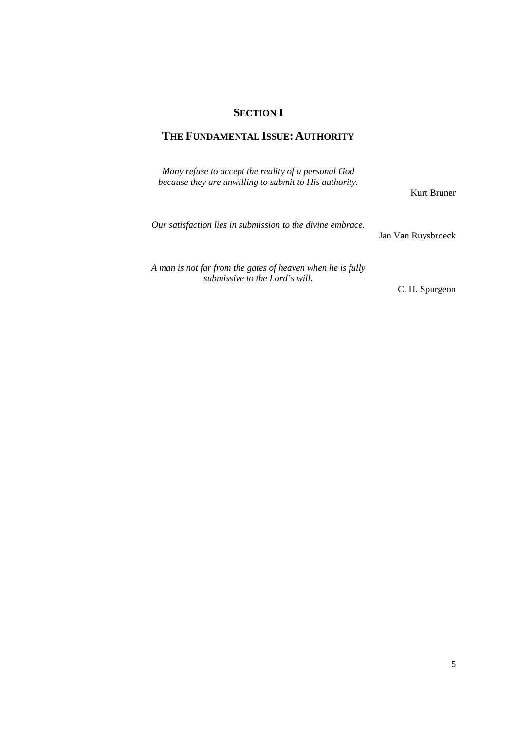# SECTION I

## THE FUNDAMENTAL ISSUE: AUTHORITY

*Many refuse to accept the reality of a personal God because they are unwilling to submit to His authority.*

Kurt Bruner

*Our satisfaction lies in submission to the divine embrace.*

Jan Van Ruysbroeck

*A man is not far from the gates of heaven when he is fully submissive to the Lord's will.*

C. H. Spurgeon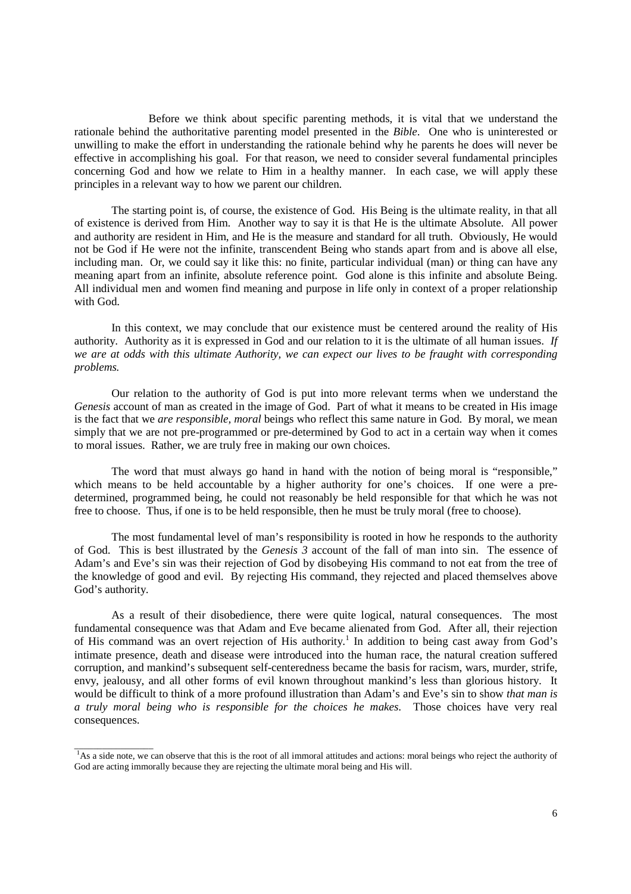Before we think about specific parenting methods, it is vital that we understand the rationale behind the authoritative parenting model presented in the *Bible*. One who is uninterested or unwilling to make the effort in understanding the rationale behind why he parents he does will never be effective in accomplishing his goal. For that reason, we need to consider several fundamental principles concerning God and how we relate to Him in a healthy manner. In each case, we will apply these principles in a relevant way to how we parent our children.

The starting point is, of course, the existence of God. His Being is the ultimate reality, in that all of existence is derived from Him. Another way to say it is that He is the ultimate Absolute. All power and authority are resident in Him, and He is the measure and standard for all truth. Obviously, He would not be God if He were not the infinite, transcendent Being who stands apart from and is above all else, including man. Or, we could say it like this: no finite, particular individual (man) or thing can have any meaning apart from an infinite, absolute reference point. God alone is this infinite and absolute Being. All individual men and women find meaning and purpose in life only in context of a proper relationship with God.

In this context, we may conclude that our existence must be centered around the reality of His authority. Authority as it is expressed in God and our relation to it is the ultimate of all human issues. *If we are at odds with this ultimate Authority, we can expect our lives to be fraught with corresponding problems.*

Our relation to the authority of God is put into more relevant terms when we understand the *Genesis* account of man as created in the image of God. Part of what it means to be created in His image is the fact that we *are responsible, moral* beings who reflect this same nature in God. By moral, we mean simply that we are not pre-programmed or pre-determined by God to act in a certain way when it comes to moral issues. Rather, we are truly free in making our own choices.

The word that must always go hand in hand with the notion of being moral is "responsible," which means to be held accountable by a higher authority for one's choices. If one were a pre-determined, programmed being, he could not reasonably be held responsible for that which he was not free to choose. Thus, if one is to be held responsible, then he must be truly moral (free to choose).

The most fundamental level of man's responsibility is rooted in how he responds to the authority of God. This is best illustrated by the *Genesis 3* account of the fall of man into sin. The essence of Adam's and Eve's sin was their rejection of God by disobeying His command to not eat from the tree of the knowledge of good and evil. By rejecting His command, they rejected and placed themselves above God's authority.

As a result of their disobedience, there were quite logical, natural consequences. The most fundamental consequence was that Adam and Eve became alienated from God. After all, their rejection of His command was an overt rejection of His authority.[1] In addition to being cast away from God's intimate presence, death and disease were introduced into the human race, the natural creation suffered corruption, and mankind's subsequent self-centeredness became the basis for racism, wars, murder, strife, envy, jealousy, and all other forms of evil known throughout mankind's less than glorious history. It would be difficult to think of a more profound illustration than Adam's and Eve's sin to show *that man is a truly moral being who is responsible for the choices he makes*. Those choices have very real consequences.

---

[1] As a side note, we can observe that this is the root of all immoral attitudes and actions: moral beings who reject the authority of God are acting immorally because they are rejecting the ultimate moral being and His will.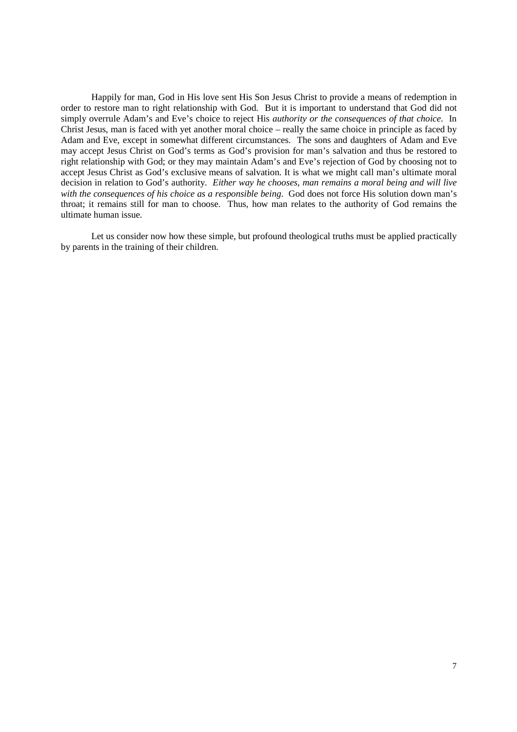Happily for man, God in His love sent His Son Jesus Christ to provide a means of redemption in order to restore man to right relationship with God. But it is important to understand that God did not simply overrule Adam's and Eve's choice to reject His *authority or the consequences of that choice*. In Christ Jesus, man is faced with yet another moral choice – really the same choice in principle as faced by Adam and Eve, except in somewhat different circumstances. The sons and daughters of Adam and Eve may accept Jesus Christ on God's terms as God's provision for man's salvation and thus be restored to right relationship with God; or they may maintain Adam's and Eve's rejection of God by choosing not to accept Jesus Christ as God's exclusive means of salvation. It is what we might call man's ultimate moral decision in relation to God's authority. *Either way he chooses, man remains a moral being and will live with the consequences of his choice as a responsible being*. God does not force His solution down man's throat; it remains still for man to choose. Thus, how man relates to the authority of God remains the ultimate human issue.

Let us consider now how these simple, but profound theological truths must be applied practically by parents in the training of their children.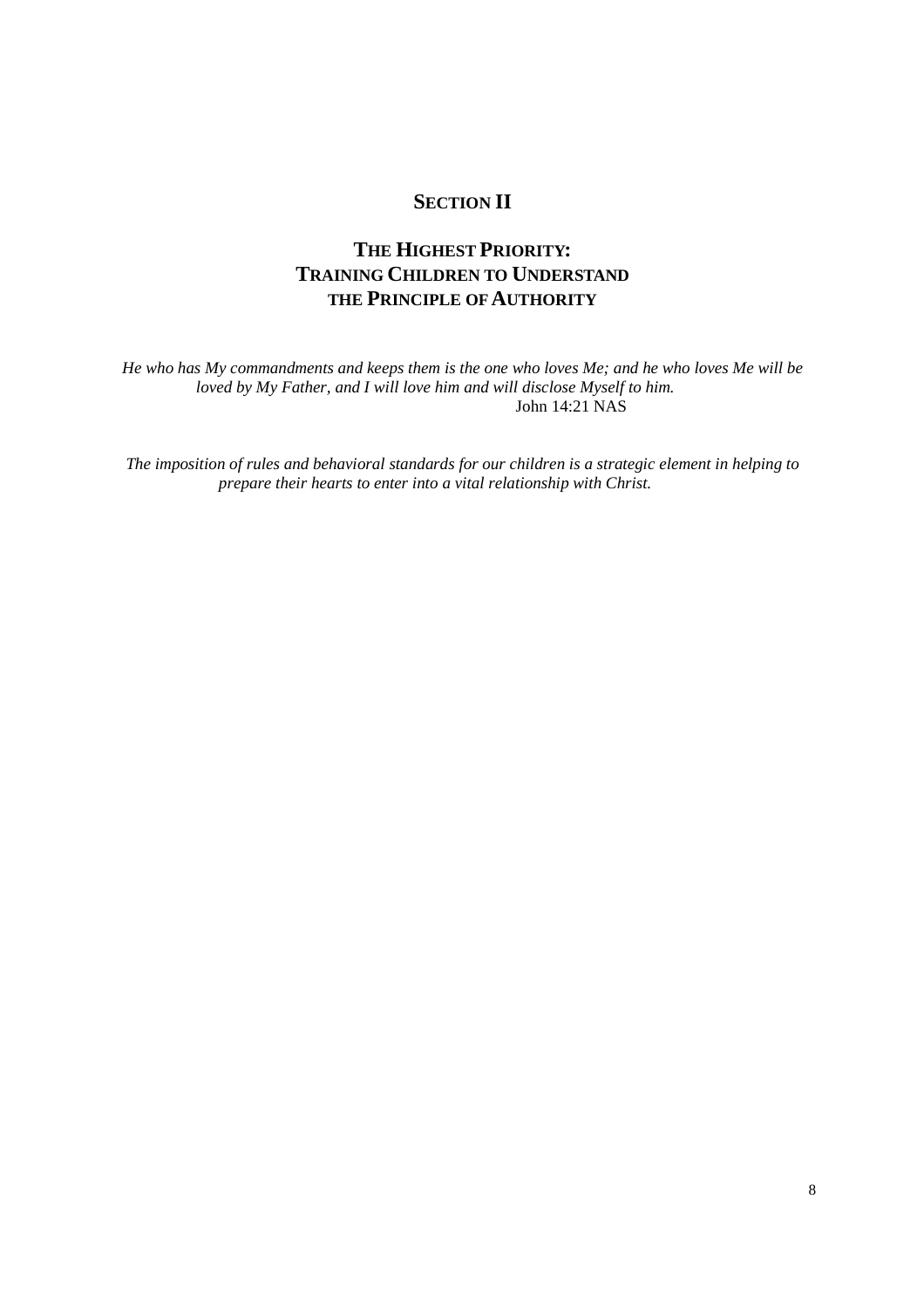# SECTION II

## THE HIGHEST PRIORITY: TRAINING CHILDREN TO UNDERSTAND THE PRINCIPLE OF AUTHORITY

*He who has My commandments and keeps them is the one who loves Me; and he who loves Me will be loved by My Father, and I will love him and will disclose Myself to him.*
John 14:21 NAS

*The imposition of rules and behavioral standards for our children is a strategic element in helping to prepare their hearts to enter into a vital relationship with Christ.*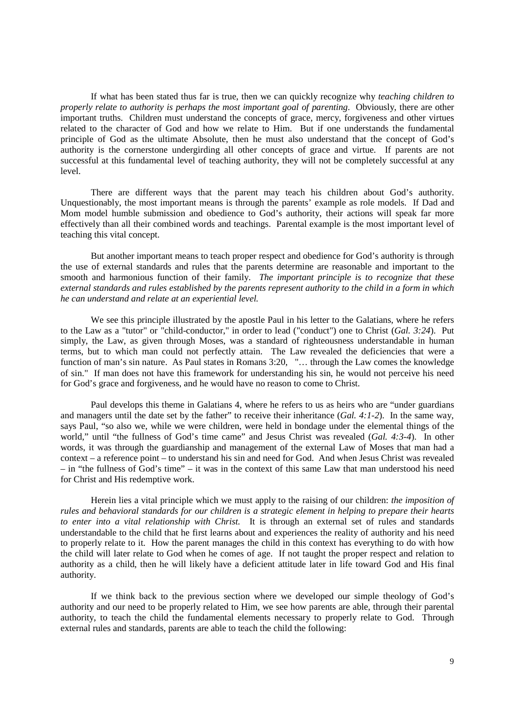If what has been stated thus far is true, then we can quickly recognize why *teaching children to properly relate to authority is perhaps the most important goal of parenting*. Obviously, there are other important truths. Children must understand the concepts of grace, mercy, forgiveness and other virtues related to the character of God and how we relate to Him. But if one understands the fundamental principle of God as the ultimate Absolute, then he must also understand that the concept of God's authority is the cornerstone undergirding all other concepts of grace and virtue. If parents are not successful at this fundamental level of teaching authority, they will not be completely successful at any level.

There are different ways that the parent may teach his children about God's authority. Unquestionably, the most important means is through the parents' example as role models. If Dad and Mom model humble submission and obedience to God's authority, their actions will speak far more effectively than all their combined words and teachings. Parental example is the most important level of teaching this vital concept.

But another important means to teach proper respect and obedience for God's authority is through the use of external standards and rules that the parents determine are reasonable and important to the smooth and harmonious function of their family. *The important principle is to recognize that these external standards and rules established by the parents represent authority to the child in a form in which he can understand and relate at an experiential level.*

We see this principle illustrated by the apostle Paul in his letter to the Galatians, where he refers to the Law as a "tutor" or "child-conductor," in order to lead ("conduct") one to Christ (*Gal. 3:24*). Put simply, the Law, as given through Moses, was a standard of righteousness understandable in human terms, but to which man could not perfectly attain. The Law revealed the deficiencies that were a function of man's sin nature. As Paul states in Romans 3:20, "… through the Law comes the knowledge of sin." If man does not have this framework for understanding his sin, he would not perceive his need for God's grace and forgiveness, and he would have no reason to come to Christ.

Paul develops this theme in Galatians 4, where he refers to us as heirs who are "under guardians and managers until the date set by the father" to receive their inheritance (*Gal. 4:1-2*). In the same way, says Paul, "so also we, while we were children, were held in bondage under the elemental things of the world," until "the fullness of God's time came" and Jesus Christ was revealed (*Gal. 4:3-4*). In other words, it was through the guardianship and management of the external Law of Moses that man had a context – a reference point – to understand his sin and need for God. And when Jesus Christ was revealed – in "the fullness of God's time" – it was in the context of this same Law that man understood his need for Christ and His redemptive work.

Herein lies a vital principle which we must apply to the raising of our children: *the imposition of rules and behavioral standards for our children is a strategic element in helping to prepare their hearts to enter into a vital relationship with Christ.* It is through an external set of rules and standards understandable to the child that he first learns about and experiences the reality of authority and his need to properly relate to it. How the parent manages the child in this context has everything to do with how the child will later relate to God when he comes of age. If not taught the proper respect and relation to authority as a child, then he will likely have a deficient attitude later in life toward God and His final authority.

If we think back to the previous section where we developed our simple theology of God's authority and our need to be properly related to Him, we see how parents are able, through their parental authority, to teach the child the fundamental elements necessary to properly relate to God. Through external rules and standards, parents are able to teach the child the following: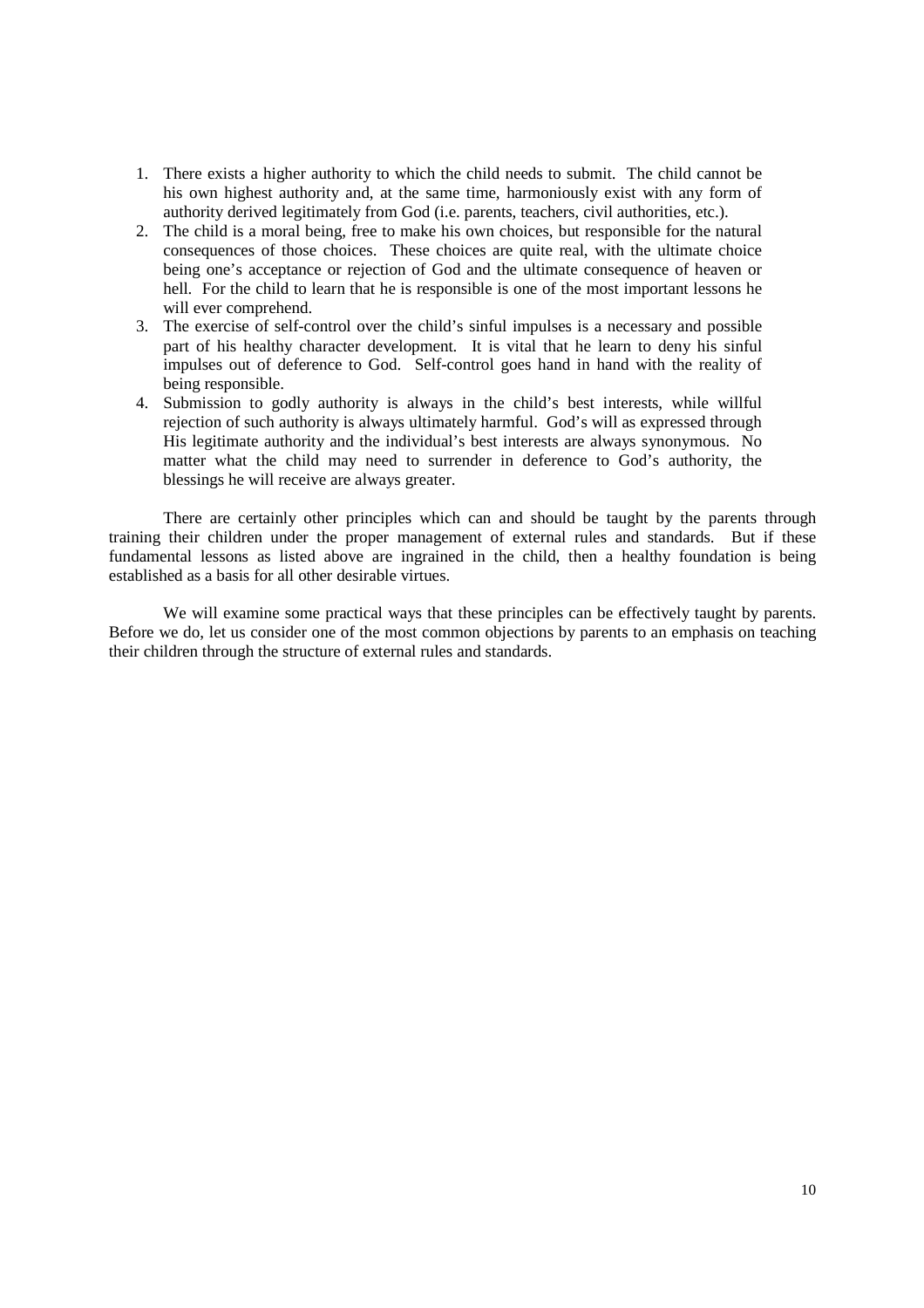1. There exists a higher authority to which the child needs to submit. The child cannot be his own highest authority and, at the same time, harmoniously exist with any form of authority derived legitimately from God (i.e. parents, teachers, civil authorities, etc.).
2. The child is a moral being, free to make his own choices, but responsible for the natural consequences of those choices. These choices are quite real, with the ultimate choice being one's acceptance or rejection of God and the ultimate consequence of heaven or hell. For the child to learn that he is responsible is one of the most important lessons he will ever comprehend.
3. The exercise of self-control over the child's sinful impulses is a necessary and possible part of his healthy character development. It is vital that he learn to deny his sinful impulses out of deference to God. Self-control goes hand in hand with the reality of being responsible.
4. Submission to godly authority is always in the child's best interests, while willful rejection of such authority is always ultimately harmful. God's will as expressed through His legitimate authority and the individual's best interests are always synonymous. No matter what the child may need to surrender in deference to God's authority, the blessings he will receive are always greater.

There are certainly other principles which can and should be taught by the parents through training their children under the proper management of external rules and standards. But if these fundamental lessons as listed above are ingrained in the child, then a healthy foundation is being established as a basis for all other desirable virtues.

We will examine some practical ways that these principles can be effectively taught by parents. Before we do, let us consider one of the most common objections by parents to an emphasis on teaching their children through the structure of external rules and standards.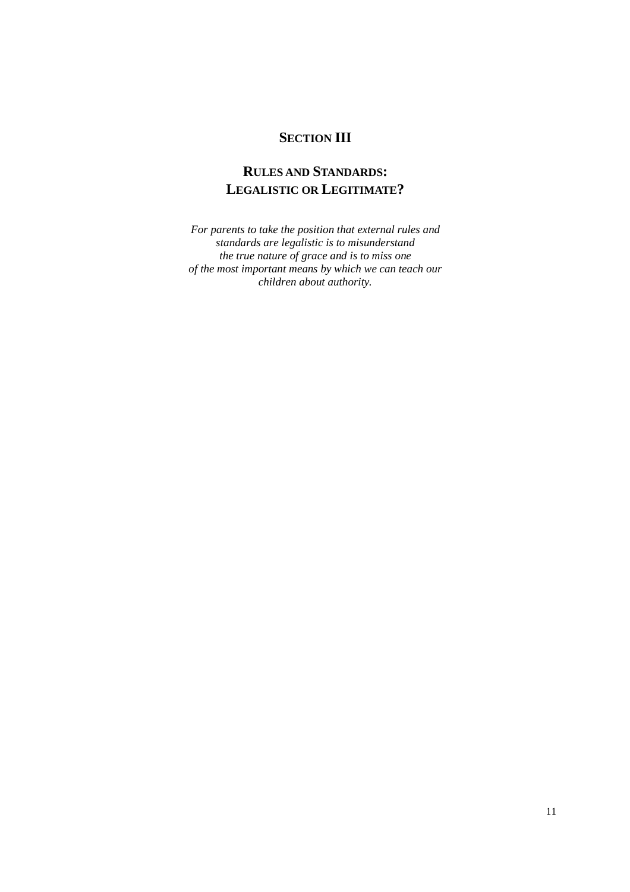# SECTION III

## RULES AND STANDARDS: LEGALISTIC OR LEGITIMATE?

*For parents to take the position that external rules and standards are legalistic is to misunderstand the true nature of grace and is to miss one of the most important means by which we can teach our children about authority.*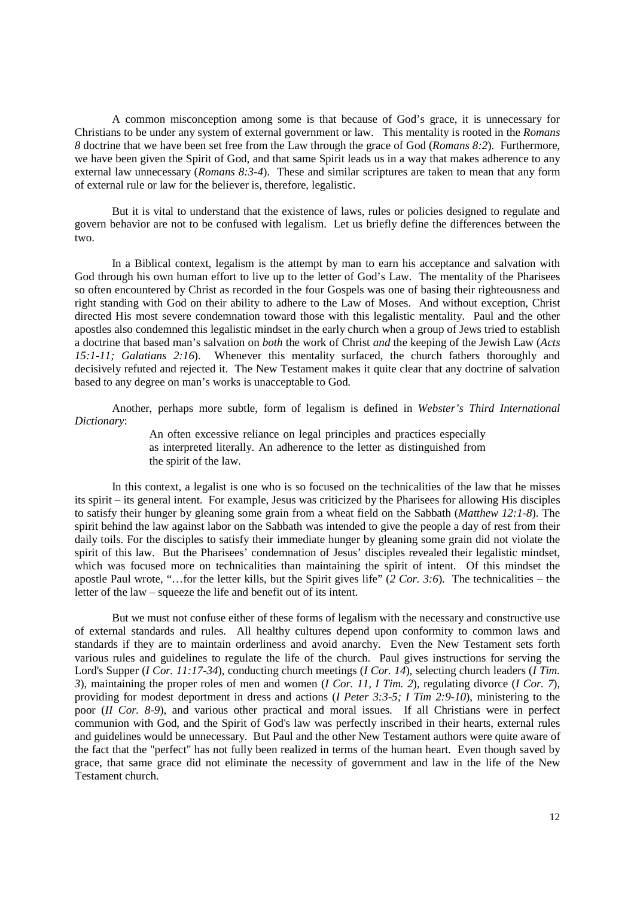A common misconception among some is that because of God's grace, it is unnecessary for Christians to be under any system of external government or law. This mentality is rooted in the *Romans 8* doctrine that we have been set free from the Law through the grace of God (*Romans 8:2*). Furthermore, we have been given the Spirit of God, and that same Spirit leads us in a way that makes adherence to any external law unnecessary (*Romans 8:3-4*). These and similar scriptures are taken to mean that any form of external rule or law for the believer is, therefore, legalistic.

But it is vital to understand that the existence of laws, rules or policies designed to regulate and govern behavior are not to be confused with legalism. Let us briefly define the differences between the two.

In a Biblical context, legalism is the attempt by man to earn his acceptance and salvation with God through his own human effort to live up to the letter of God's Law. The mentality of the Pharisees so often encountered by Christ as recorded in the four Gospels was one of basing their righteousness and right standing with God on their ability to adhere to the Law of Moses. And without exception, Christ directed His most severe condemnation toward those with this legalistic mentality. Paul and the other apostles also condemned this legalistic mindset in the early church when a group of Jews tried to establish a doctrine that based man's salvation on *both* the work of Christ *and* the keeping of the Jewish Law (*Acts 15:1-11; Galatians 2:16*). Whenever this mentality surfaced, the church fathers thoroughly and decisively refuted and rejected it. The New Testament makes it quite clear that any doctrine of salvation based to any degree on man's works is unacceptable to God.

Another, perhaps more subtle, form of legalism is defined in *Webster's Third International Dictionary*:

> An often excessive reliance on legal principles and practices especially as interpreted literally. An adherence to the letter as distinguished from the spirit of the law.

In this context, a legalist is one who is so focused on the technicalities of the law that he misses its spirit – its general intent. For example, Jesus was criticized by the Pharisees for allowing His disciples to satisfy their hunger by gleaning some grain from a wheat field on the Sabbath (*Matthew 12:1-8*). The spirit behind the law against labor on the Sabbath was intended to give the people a day of rest from their daily toils. For the disciples to satisfy their immediate hunger by gleaning some grain did not violate the spirit of this law. But the Pharisees' condemnation of Jesus' disciples revealed their legalistic mindset, which was focused more on technicalities than maintaining the spirit of intent. Of this mindset the apostle Paul wrote, "…for the letter kills, but the Spirit gives life" (*2 Cor. 3:6*). The technicalities – the letter of the law – squeeze the life and benefit out of its intent.

But we must not confuse either of these forms of legalism with the necessary and constructive use of external standards and rules. All healthy cultures depend upon conformity to common laws and standards if they are to maintain orderliness and avoid anarchy. Even the New Testament sets forth various rules and guidelines to regulate the life of the church. Paul gives instructions for serving the Lord's Supper (*I Cor. 11:17-34*), conducting church meetings (*I Cor. 14*), selecting church leaders (*I Tim. 3*), maintaining the proper roles of men and women (*I Cor. 11, I Tim. 2*), regulating divorce (*I Cor. 7*), providing for modest deportment in dress and actions (*I Peter 3:3-5; I Tim 2:9-10*), ministering to the poor (*II Cor. 8-9*), and various other practical and moral issues. If all Christians were in perfect communion with God, and the Spirit of God's law was perfectly inscribed in their hearts, external rules and guidelines would be unnecessary. But Paul and the other New Testament authors were quite aware of the fact that the "perfect" has not fully been realized in terms of the human heart. Even though saved by grace, that same grace did not eliminate the necessity of government and law in the life of the New Testament church.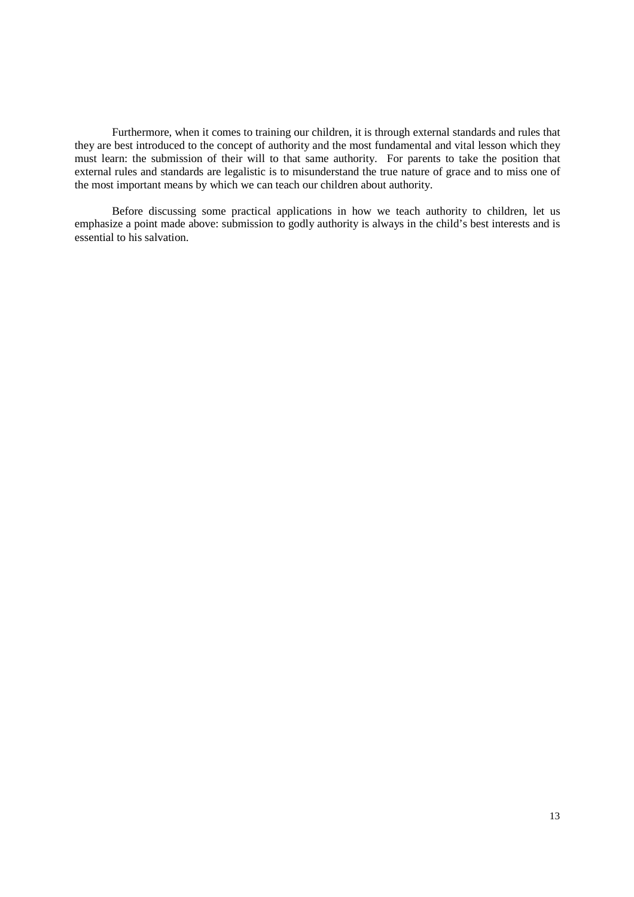Furthermore, when it comes to training our children, it is through external standards and rules that they are best introduced to the concept of authority and the most fundamental and vital lesson which they must learn: the submission of their will to that same authority. For parents to take the position that external rules and standards are legalistic is to misunderstand the true nature of grace and to miss one of the most important means by which we can teach our children about authority.

Before discussing some practical applications in how we teach authority to children, let us emphasize a point made above: submission to godly authority is always in the child's best interests and is essential to his salvation.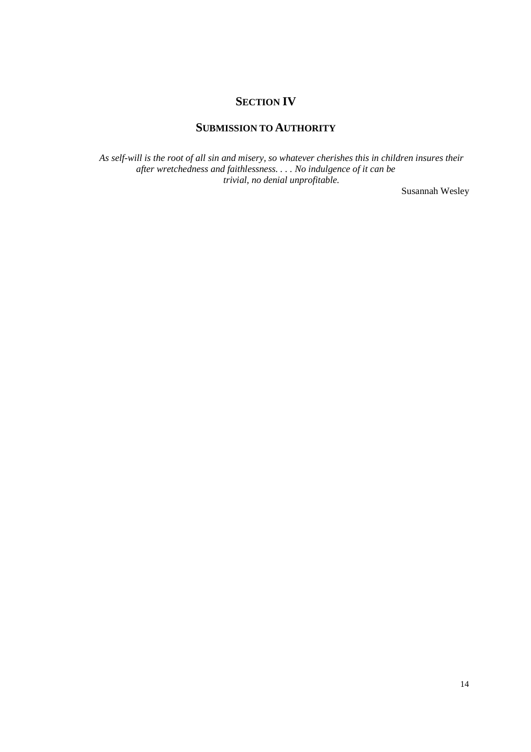## SECTION IV

## SUBMISSION TO AUTHORITY

*As self-will is the root of all sin and misery, so whatever cherishes this in children insures their after wretchedness and faithlessness. . . . No indulgence of it can be trivial, no denial unprofitable.*

Susannah Wesley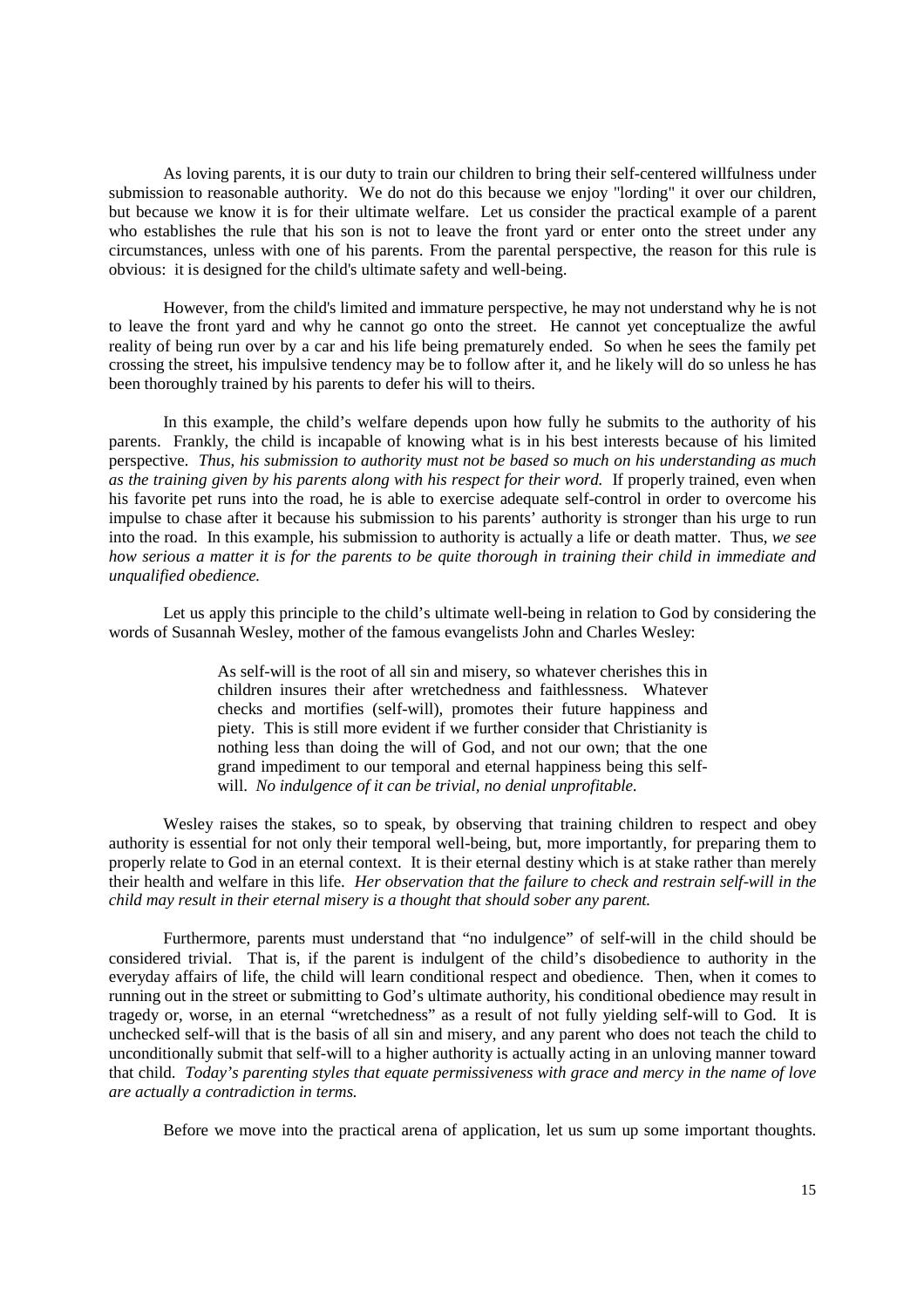As loving parents, it is our duty to train our children to bring their self-centered willfulness under submission to reasonable authority. We do not do this because we enjoy "lording" it over our children, but because we know it is for their ultimate welfare. Let us consider the practical example of a parent who establishes the rule that his son is not to leave the front yard or enter onto the street under any circumstances, unless with one of his parents. From the parental perspective, the reason for this rule is obvious: it is designed for the child's ultimate safety and well-being.

However, from the child's limited and immature perspective, he may not understand why he is not to leave the front yard and why he cannot go onto the street. He cannot yet conceptualize the awful reality of being run over by a car and his life being prematurely ended. So when he sees the family pet crossing the street, his impulsive tendency may be to follow after it, and he likely will do so unless he has been thoroughly trained by his parents to defer his will to theirs.

In this example, the child's welfare depends upon how fully he submits to the authority of his parents. Frankly, the child is incapable of knowing what is in his best interests because of his limited perspective. *Thus, his submission to authority must not be based so much on his understanding as much as the training given by his parents along with his respect for their word.* If properly trained, even when his favorite pet runs into the road, he is able to exercise adequate self-control in order to overcome his impulse to chase after it because his submission to his parents' authority is stronger than his urge to run into the road. In this example, his submission to authority is actually a life or death matter. Thus, *we see how serious a matter it is for the parents to be quite thorough in training their child in immediate and unqualified obedience.*

Let us apply this principle to the child's ultimate well-being in relation to God by considering the words of Susannah Wesley, mother of the famous evangelists John and Charles Wesley:

> As self-will is the root of all sin and misery, so whatever cherishes this in children insures their after wretchedness and faithlessness. Whatever checks and mortifies (self-will), promotes their future happiness and piety. This is still more evident if we further consider that Christianity is nothing less than doing the will of God, and not our own; that the one grand impediment to our temporal and eternal happiness being this self-will. *No indulgence of it can be trivial, no denial unprofitable.*

Wesley raises the stakes, so to speak, by observing that training children to respect and obey authority is essential for not only their temporal well-being, but, more importantly, for preparing them to properly relate to God in an eternal context. It is their eternal destiny which is at stake rather than merely their health and welfare in this life. *Her observation that the failure to check and restrain self-will in the child may result in their eternal misery is a thought that should sober any parent.*

Furthermore, parents must understand that "no indulgence" of self-will in the child should be considered trivial. That is, if the parent is indulgent of the child's disobedience to authority in the everyday affairs of life, the child will learn conditional respect and obedience. Then, when it comes to running out in the street or submitting to God's ultimate authority, his conditional obedience may result in tragedy or, worse, in an eternal "wretchedness" as a result of not fully yielding self-will to God. It is unchecked self-will that is the basis of all sin and misery, and any parent who does not teach the child to unconditionally submit that self-will to a higher authority is actually acting in an unloving manner toward that child. *Today's parenting styles that equate permissiveness with grace and mercy in the name of love are actually a contradiction in terms.*

Before we move into the practical arena of application, let us sum up some important thoughts.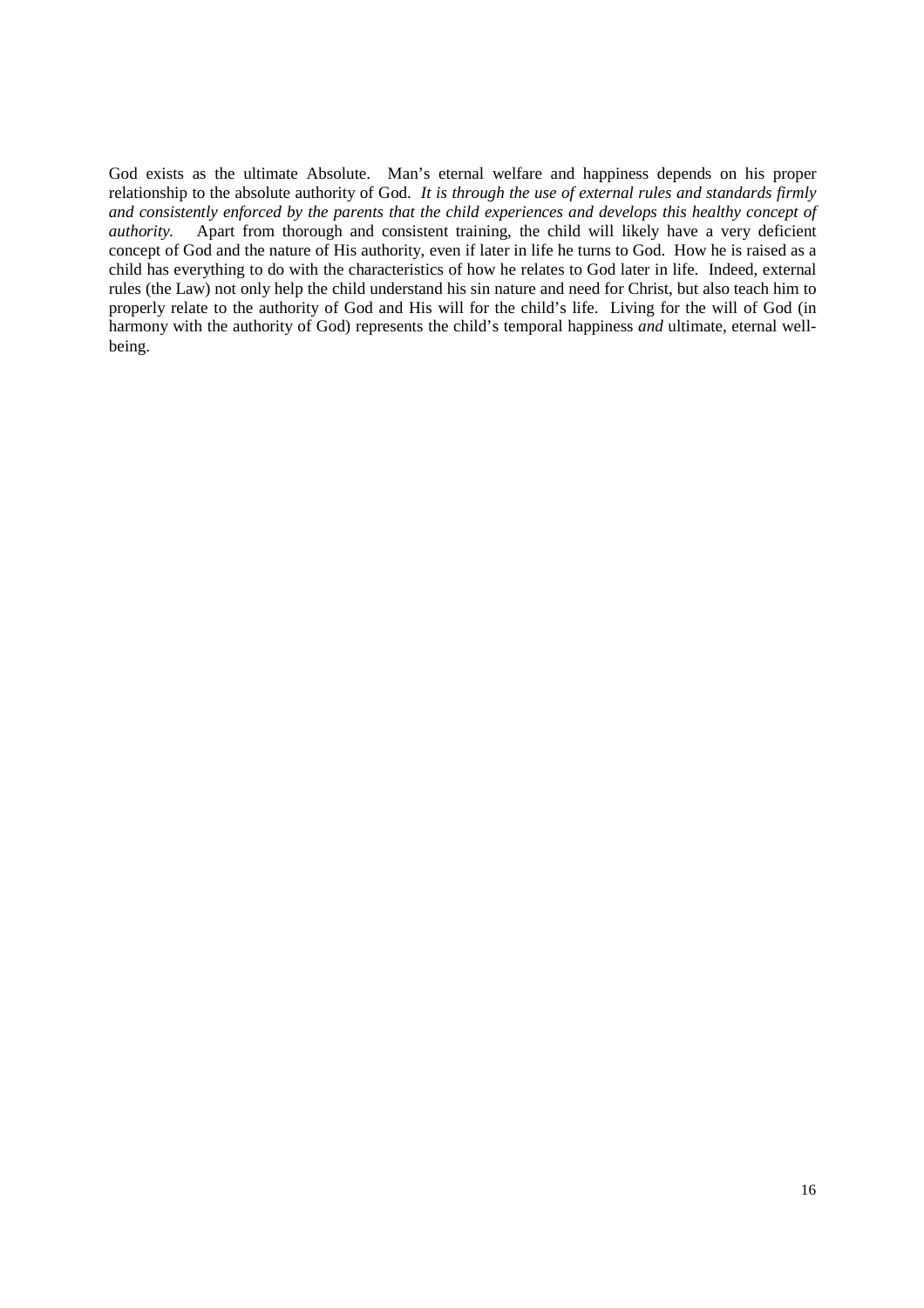God exists as the ultimate Absolute. Man's eternal welfare and happiness depends on his proper relationship to the absolute authority of God. *It is through the use of external rules and standards firmly and consistently enforced by the parents that the child experiences and develops this healthy concept of authority.* Apart from thorough and consistent training, the child will likely have a very deficient concept of God and the nature of His authority, even if later in life he turns to God. How he is raised as a child has everything to do with the characteristics of how he relates to God later in life. Indeed, external rules (the Law) not only help the child understand his sin nature and need for Christ, but also teach him to properly relate to the authority of God and His will for the child's life. Living for the will of God (in harmony with the authority of God) represents the child's temporal happiness *and* ultimate, eternal well-being.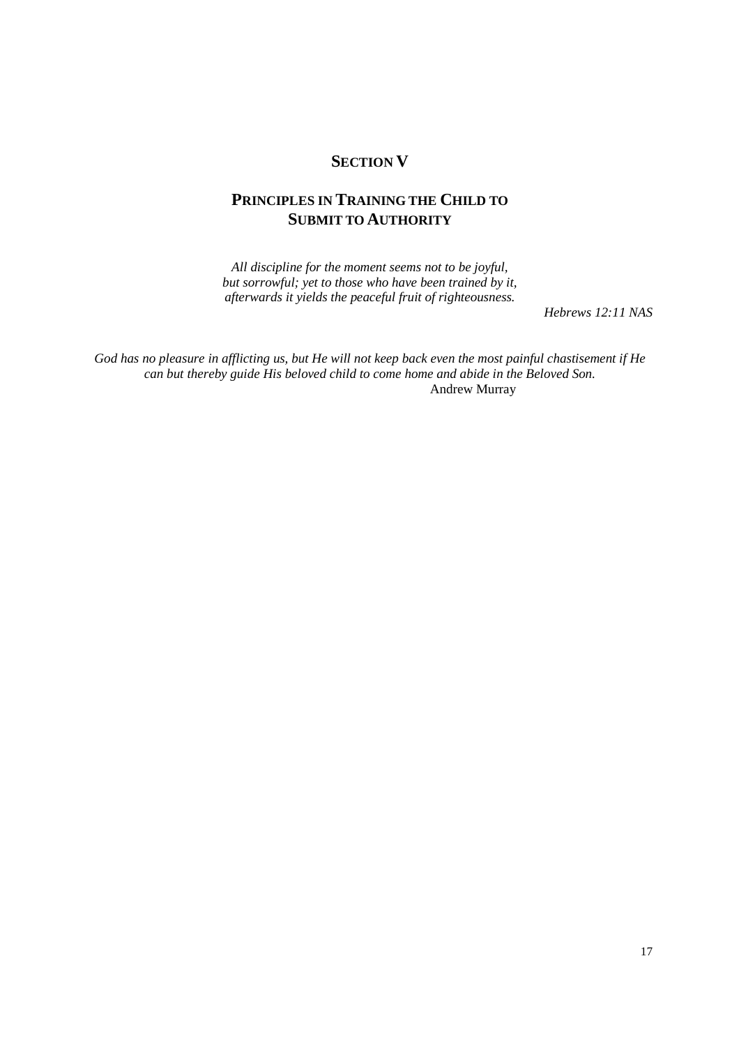## SECTION V

## PRINCIPLES IN TRAINING THE CHILD TO SUBMIT TO AUTHORITY

*All discipline for the moment seems not to be joyful,*
*but sorrowful; yet to those who have been trained by it,*
*afterwards it yields the peaceful fruit of righteousness.*

*Hebrews 12:11 NAS*

*God has no pleasure in afflicting us, but He will not keep back even the most painful chastisement if He can but thereby guide His beloved child to come home and abide in the Beloved Son.*

Andrew Murray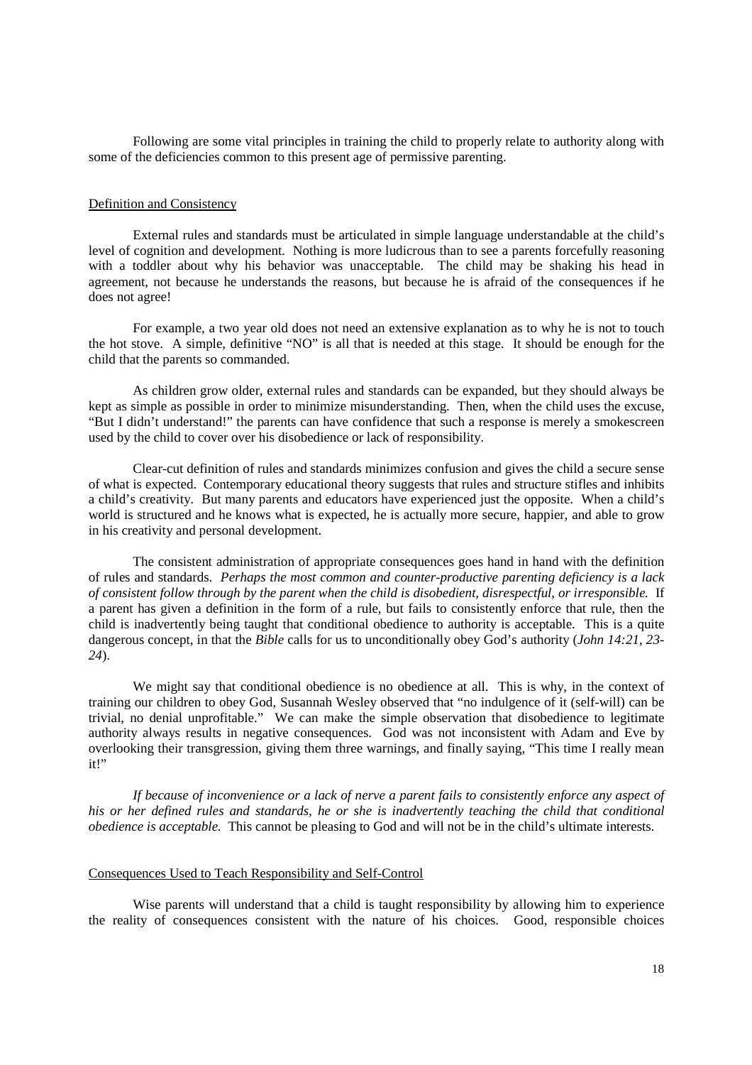Following are some vital principles in training the child to properly relate to authority along with some of the deficiencies common to this present age of permissive parenting.

## Definition and Consistency

External rules and standards must be articulated in simple language understandable at the child's level of cognition and development. Nothing is more ludicrous than to see a parents forcefully reasoning with a toddler about why his behavior was unacceptable. The child may be shaking his head in agreement, not because he understands the reasons, but because he is afraid of the consequences if he does not agree!

For example, a two year old does not need an extensive explanation as to why he is not to touch the hot stove. A simple, definitive "NO" is all that is needed at this stage. It should be enough for the child that the parents so commanded.

As children grow older, external rules and standards can be expanded, but they should always be kept as simple as possible in order to minimize misunderstanding. Then, when the child uses the excuse, "But I didn't understand!" the parents can have confidence that such a response is merely a smokescreen used by the child to cover over his disobedience or lack of responsibility.

Clear-cut definition of rules and standards minimizes confusion and gives the child a secure sense of what is expected. Contemporary educational theory suggests that rules and structure stifles and inhibits a child's creativity. But many parents and educators have experienced just the opposite. When a child's world is structured and he knows what is expected, he is actually more secure, happier, and able to grow in his creativity and personal development.

The consistent administration of appropriate consequences goes hand in hand with the definition of rules and standards. *Perhaps the most common and counter-productive parenting deficiency is a lack of consistent follow through by the parent when the child is disobedient, disrespectful, or irresponsible.* If a parent has given a definition in the form of a rule, but fails to consistently enforce that rule, then the child is inadvertently being taught that conditional obedience to authority is acceptable. This is a quite dangerous concept, in that the *Bible* calls for us to unconditionally obey God's authority (*John 14:21, 23-24*).

We might say that conditional obedience is no obedience at all. This is why, in the context of training our children to obey God, Susannah Wesley observed that "no indulgence of it (self-will) can be trivial, no denial unprofitable." We can make the simple observation that disobedience to legitimate authority always results in negative consequences. God was not inconsistent with Adam and Eve by overlooking their transgression, giving them three warnings, and finally saying, "This time I really mean it!"

*If because of inconvenience or a lack of nerve a parent fails to consistently enforce any aspect of his or her defined rules and standards, he or she is inadvertently teaching the child that conditional obedience is acceptable.* This cannot be pleasing to God and will not be in the child's ultimate interests.

## Consequences Used to Teach Responsibility and Self-Control

Wise parents will understand that a child is taught responsibility by allowing him to experience the reality of consequences consistent with the nature of his choices. Good, responsible choices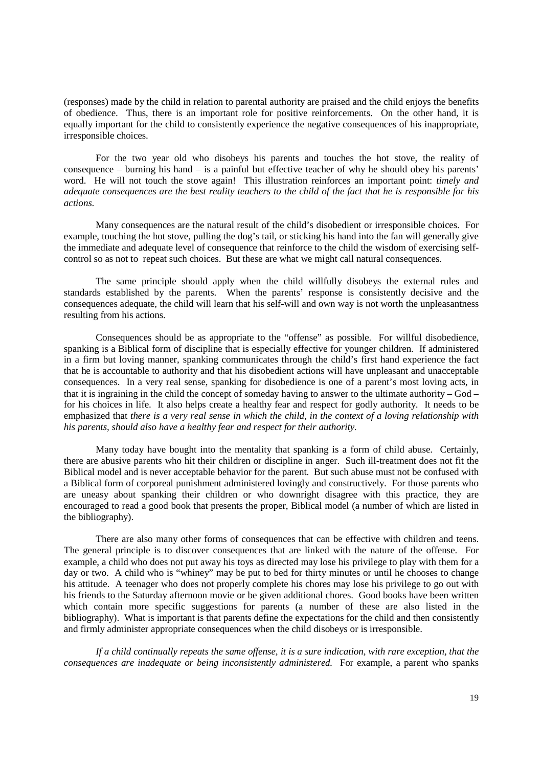(responses) made by the child in relation to parental authority are praised and the child enjoys the benefits of obedience. Thus, there is an important role for positive reinforcements. On the other hand, it is equally important for the child to consistently experience the negative consequences of his inappropriate, irresponsible choices.

For the two year old who disobeys his parents and touches the hot stove, the reality of consequence – burning his hand – is a painful but effective teacher of why he should obey his parents' word. He will not touch the stove again! This illustration reinforces an important point: *timely and adequate consequences are the best reality teachers to the child of the fact that he is responsible for his actions.*

Many consequences are the natural result of the child's disobedient or irresponsible choices. For example, touching the hot stove, pulling the dog's tail, or sticking his hand into the fan will generally give the immediate and adequate level of consequence that reinforce to the child the wisdom of exercising self-control so as not to repeat such choices. But these are what we might call natural consequences.

The same principle should apply when the child willfully disobeys the external rules and standards established by the parents. When the parents' response is consistently decisive and the consequences adequate, the child will learn that his self-will and own way is not worth the unpleasantness resulting from his actions.

Consequences should be as appropriate to the "offense" as possible. For willful disobedience, spanking is a Biblical form of discipline that is especially effective for younger children. If administered in a firm but loving manner, spanking communicates through the child's first hand experience the fact that he is accountable to authority and that his disobedient actions will have unpleasant and unacceptable consequences. In a very real sense, spanking for disobedience is one of a parent's most loving acts, in that it is ingraining in the child the concept of someday having to answer to the ultimate authority – God – for his choices in life. It also helps create a healthy fear and respect for godly authority. It needs to be emphasized that *there is a very real sense in which the child, in the context of a loving relationship with his parents, should also have a healthy fear and respect for their authority.*

Many today have bought into the mentality that spanking is a form of child abuse. Certainly, there are abusive parents who hit their children or discipline in anger. Such ill-treatment does not fit the Biblical model and is never acceptable behavior for the parent. But such abuse must not be confused with a Biblical form of corporeal punishment administered lovingly and constructively. For those parents who are uneasy about spanking their children or who downright disagree with this practice, they are encouraged to read a good book that presents the proper, Biblical model (a number of which are listed in the bibliography).

There are also many other forms of consequences that can be effective with children and teens. The general principle is to discover consequences that are linked with the nature of the offense. For example, a child who does not put away his toys as directed may lose his privilege to play with them for a day or two. A child who is "whiney" may be put to bed for thirty minutes or until he chooses to change his attitude. A teenager who does not properly complete his chores may lose his privilege to go out with his friends to the Saturday afternoon movie or be given additional chores. Good books have been written which contain more specific suggestions for parents (a number of these are also listed in the bibliography). What is important is that parents define the expectations for the child and then consistently and firmly administer appropriate consequences when the child disobeys or is irresponsible.

*If a child continually repeats the same offense, it is a sure indication, with rare exception, that the consequences are inadequate or being inconsistently administered.* For example, a parent who spanks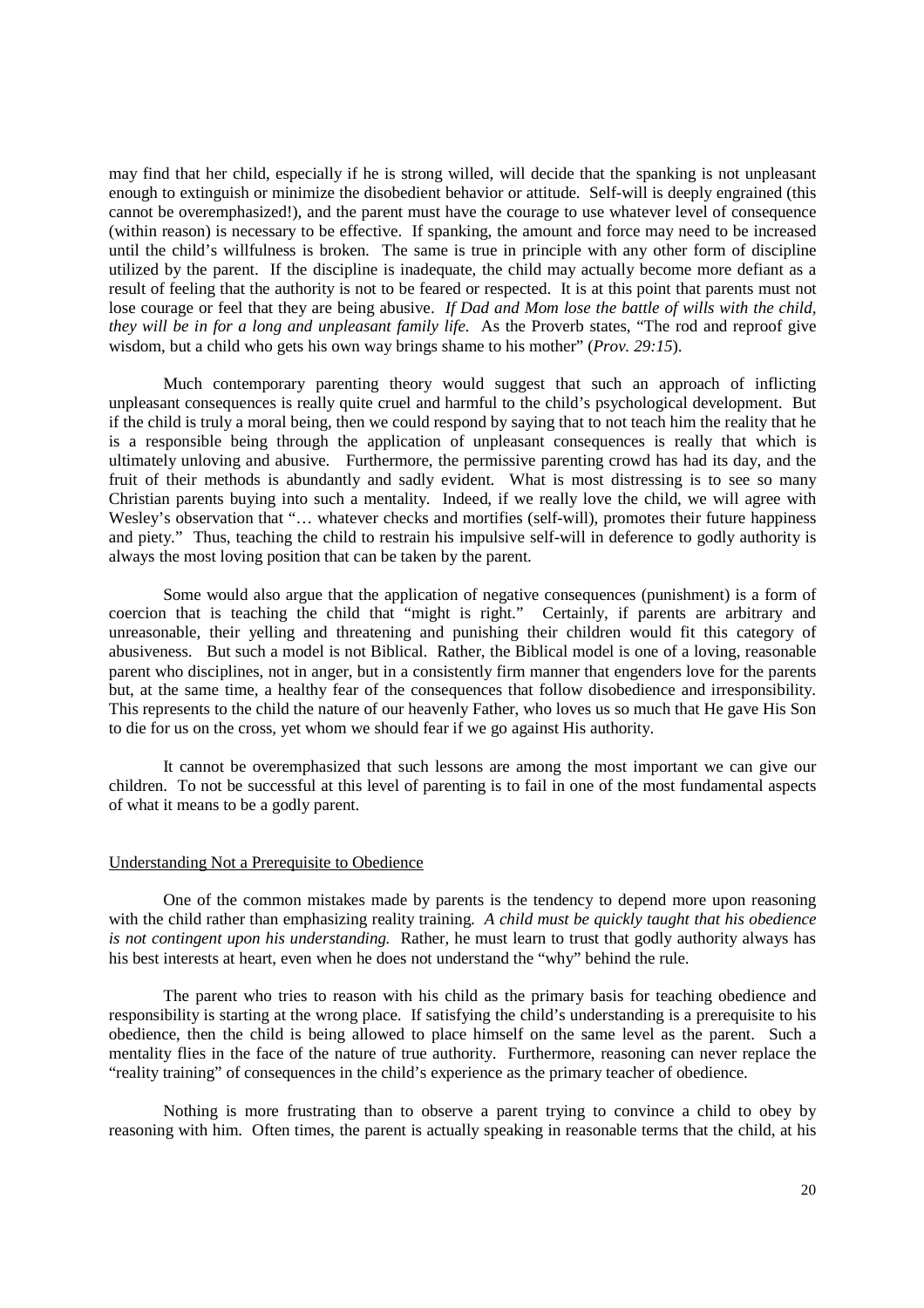may find that her child, especially if he is strong willed, will decide that the spanking is not unpleasant enough to extinguish or minimize the disobedient behavior or attitude. Self-will is deeply engrained (this cannot be overemphasized!), and the parent must have the courage to use whatever level of consequence (within reason) is necessary to be effective. If spanking, the amount and force may need to be increased until the child's willfulness is broken. The same is true in principle with any other form of discipline utilized by the parent. If the discipline is inadequate, the child may actually become more defiant as a result of feeling that the authority is not to be feared or respected. It is at this point that parents must not lose courage or feel that they are being abusive. *If Dad and Mom lose the battle of wills with the child, they will be in for a long and unpleasant family life.* As the Proverb states, "The rod and reproof give wisdom, but a child who gets his own way brings shame to his mother" (*Prov. 29:15*).

Much contemporary parenting theory would suggest that such an approach of inflicting unpleasant consequences is really quite cruel and harmful to the child's psychological development. But if the child is truly a moral being, then we could respond by saying that to not teach him the reality that he is a responsible being through the application of unpleasant consequences is really that which is ultimately unloving and abusive. Furthermore, the permissive parenting crowd has had its day, and the fruit of their methods is abundantly and sadly evident. What is most distressing is to see so many Christian parents buying into such a mentality. Indeed, if we really love the child, we will agree with Wesley's observation that "… whatever checks and mortifies (self-will), promotes their future happiness and piety." Thus, teaching the child to restrain his impulsive self-will in deference to godly authority is always the most loving position that can be taken by the parent.

Some would also argue that the application of negative consequences (punishment) is a form of coercion that is teaching the child that "might is right." Certainly, if parents are arbitrary and unreasonable, their yelling and threatening and punishing their children would fit this category of abusiveness. But such a model is not Biblical. Rather, the Biblical model is one of a loving, reasonable parent who disciplines, not in anger, but in a consistently firm manner that engenders love for the parents but, at the same time, a healthy fear of the consequences that follow disobedience and irresponsibility. This represents to the child the nature of our heavenly Father, who loves us so much that He gave His Son to die for us on the cross, yet whom we should fear if we go against His authority.

It cannot be overemphasized that such lessons are among the most important we can give our children. To not be successful at this level of parenting is to fail in one of the most fundamental aspects of what it means to be a godly parent.

## Understanding Not a Prerequisite to Obedience

One of the common mistakes made by parents is the tendency to depend more upon reasoning with the child rather than emphasizing reality training. *A child must be quickly taught that his obedience is not contingent upon his understanding.* Rather, he must learn to trust that godly authority always has his best interests at heart, even when he does not understand the "why" behind the rule.

The parent who tries to reason with his child as the primary basis for teaching obedience and responsibility is starting at the wrong place. If satisfying the child's understanding is a prerequisite to his obedience, then the child is being allowed to place himself on the same level as the parent. Such a mentality flies in the face of the nature of true authority. Furthermore, reasoning can never replace the "reality training" of consequences in the child's experience as the primary teacher of obedience.

Nothing is more frustrating than to observe a parent trying to convince a child to obey by reasoning with him. Often times, the parent is actually speaking in reasonable terms that the child, at his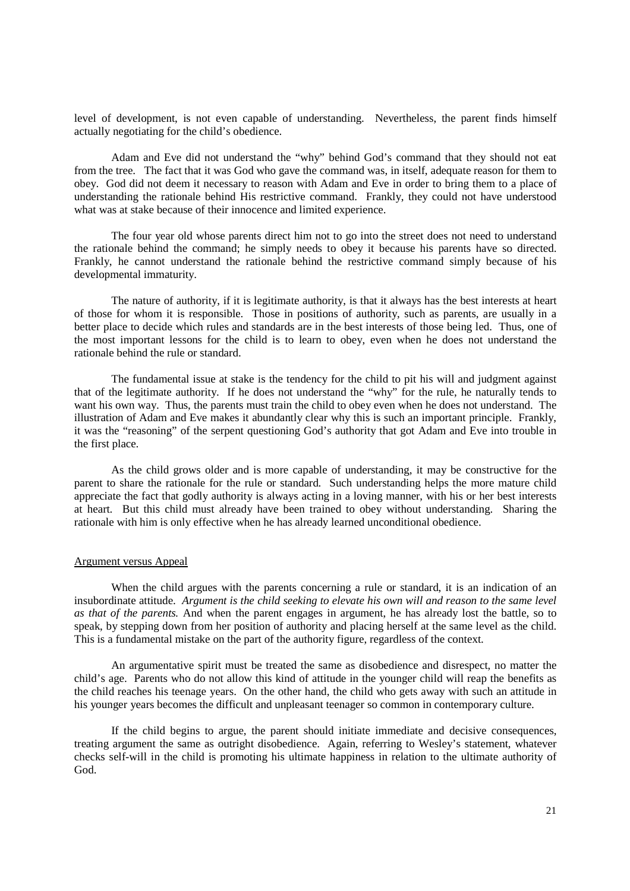level of development, is not even capable of understanding. Nevertheless, the parent finds himself actually negotiating for the child's obedience.

Adam and Eve did not understand the "why" behind God's command that they should not eat from the tree. The fact that it was God who gave the command was, in itself, adequate reason for them to obey. God did not deem it necessary to reason with Adam and Eve in order to bring them to a place of understanding the rationale behind His restrictive command. Frankly, they could not have understood what was at stake because of their innocence and limited experience.

The four year old whose parents direct him not to go into the street does not need to understand the rationale behind the command; he simply needs to obey it because his parents have so directed. Frankly, he cannot understand the rationale behind the restrictive command simply because of his developmental immaturity.

The nature of authority, if it is legitimate authority, is that it always has the best interests at heart of those for whom it is responsible. Those in positions of authority, such as parents, are usually in a better place to decide which rules and standards are in the best interests of those being led. Thus, one of the most important lessons for the child is to learn to obey, even when he does not understand the rationale behind the rule or standard.

The fundamental issue at stake is the tendency for the child to pit his will and judgment against that of the legitimate authority. If he does not understand the "why" for the rule, he naturally tends to want his own way. Thus, the parents must train the child to obey even when he does not understand. The illustration of Adam and Eve makes it abundantly clear why this is such an important principle. Frankly, it was the "reasoning" of the serpent questioning God's authority that got Adam and Eve into trouble in the first place.

As the child grows older and is more capable of understanding, it may be constructive for the parent to share the rationale for the rule or standard. Such understanding helps the more mature child appreciate the fact that godly authority is always acting in a loving manner, with his or her best interests at heart. But this child must already have been trained to obey without understanding. Sharing the rationale with him is only effective when he has already learned unconditional obedience.

## Argument versus Appeal

When the child argues with the parents concerning a rule or standard, it is an indication of an insubordinate attitude. *Argument is the child seeking to elevate his own will and reason to the same level as that of the parents.* And when the parent engages in argument, he has already lost the battle, so to speak, by stepping down from her position of authority and placing herself at the same level as the child. This is a fundamental mistake on the part of the authority figure, regardless of the context.

An argumentative spirit must be treated the same as disobedience and disrespect, no matter the child's age. Parents who do not allow this kind of attitude in the younger child will reap the benefits as the child reaches his teenage years. On the other hand, the child who gets away with such an attitude in his younger years becomes the difficult and unpleasant teenager so common in contemporary culture.

If the child begins to argue, the parent should initiate immediate and decisive consequences, treating argument the same as outright disobedience. Again, referring to Wesley's statement, whatever checks self-will in the child is promoting his ultimate happiness in relation to the ultimate authority of God.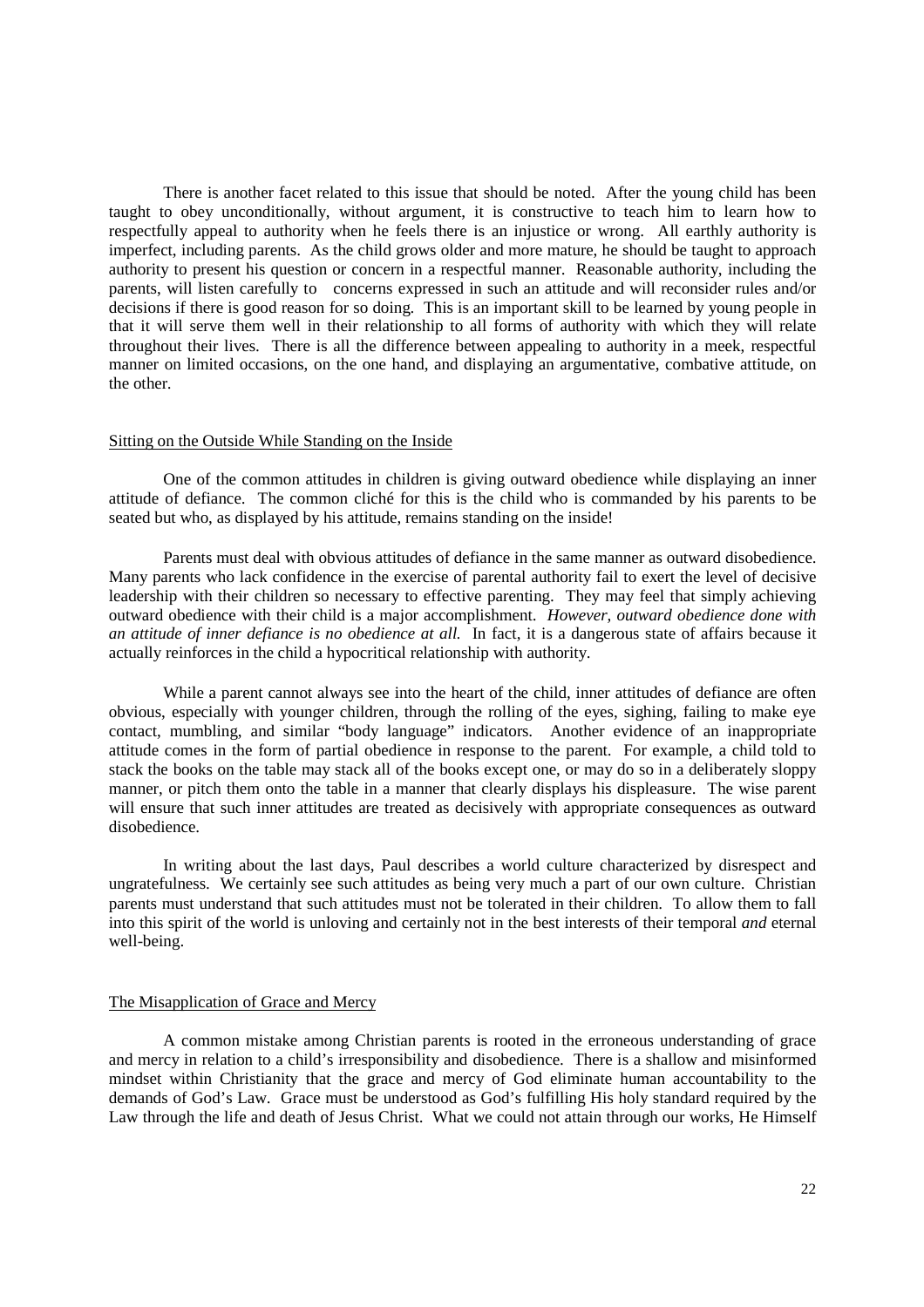There is another facet related to this issue that should be noted. After the young child has been taught to obey unconditionally, without argument, it is constructive to teach him to learn how to respectfully appeal to authority when he feels there is an injustice or wrong. All earthly authority is imperfect, including parents. As the child grows older and more mature, he should be taught to approach authority to present his question or concern in a respectful manner. Reasonable authority, including the parents, will listen carefully to concerns expressed in such an attitude and will reconsider rules and/or decisions if there is good reason for so doing. This is an important skill to be learned by young people in that it will serve them well in their relationship to all forms of authority with which they will relate throughout their lives. There is all the difference between appealing to authority in a meek, respectful manner on limited occasions, on the one hand, and displaying an argumentative, combative attitude, on the other.

## Sitting on the Outside While Standing on the Inside

One of the common attitudes in children is giving outward obedience while displaying an inner attitude of defiance. The common cliché for this is the child who is commanded by his parents to be seated but who, as displayed by his attitude, remains standing on the inside!

Parents must deal with obvious attitudes of defiance in the same manner as outward disobedience. Many parents who lack confidence in the exercise of parental authority fail to exert the level of decisive leadership with their children so necessary to effective parenting. They may feel that simply achieving outward obedience with their child is a major accomplishment. *However, outward obedience done with an attitude of inner defiance is no obedience at all.* In fact, it is a dangerous state of affairs because it actually reinforces in the child a hypocritical relationship with authority.

While a parent cannot always see into the heart of the child, inner attitudes of defiance are often obvious, especially with younger children, through the rolling of the eyes, sighing, failing to make eye contact, mumbling, and similar "body language" indicators. Another evidence of an inappropriate attitude comes in the form of partial obedience in response to the parent. For example, a child told to stack the books on the table may stack all of the books except one, or may do so in a deliberately sloppy manner, or pitch them onto the table in a manner that clearly displays his displeasure. The wise parent will ensure that such inner attitudes are treated as decisively with appropriate consequences as outward disobedience.

In writing about the last days, Paul describes a world culture characterized by disrespect and ungratefulness. We certainly see such attitudes as being very much a part of our own culture. Christian parents must understand that such attitudes must not be tolerated in their children. To allow them to fall into this spirit of the world is unloving and certainly not in the best interests of their temporal *and* eternal well-being.

## The Misapplication of Grace and Mercy

A common mistake among Christian parents is rooted in the erroneous understanding of grace and mercy in relation to a child's irresponsibility and disobedience. There is a shallow and misinformed mindset within Christianity that the grace and mercy of God eliminate human accountability to the demands of God's Law. Grace must be understood as God's fulfilling His holy standard required by the Law through the life and death of Jesus Christ. What we could not attain through our works, He Himself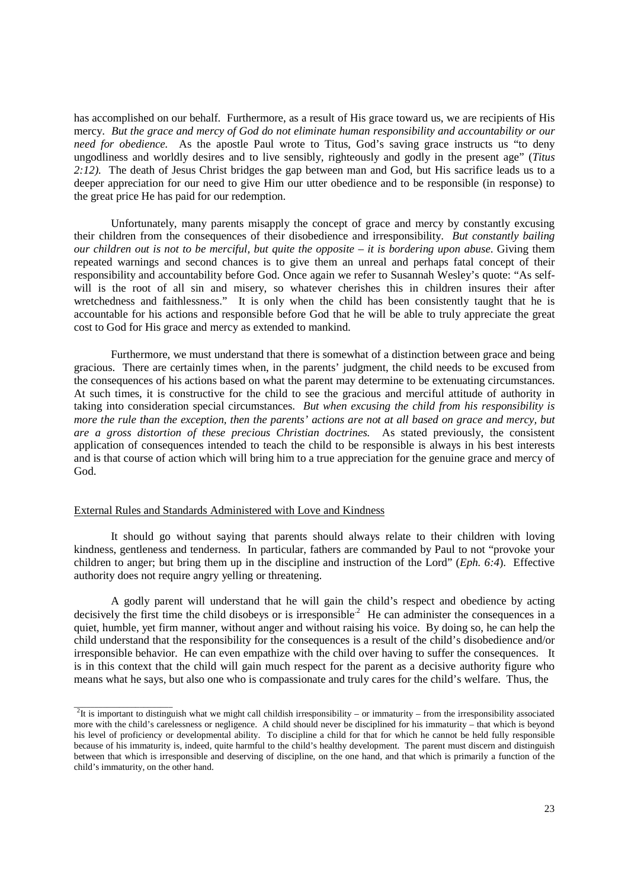has accomplished on our behalf. Furthermore, as a result of His grace toward us, we are recipients of His mercy. *But the grace and mercy of God do not eliminate human responsibility and accountability or our need for obedience.* As the apostle Paul wrote to Titus, God's saving grace instructs us "to deny ungodliness and worldly desires and to live sensibly, righteously and godly in the present age" (*Titus 2:12).* The death of Jesus Christ bridges the gap between man and God, but His sacrifice leads us to a deeper appreciation for our need to give Him our utter obedience and to be responsible (in response) to the great price He has paid for our redemption.

Unfortunately, many parents misapply the concept of grace and mercy by constantly excusing their children from the consequences of their disobedience and irresponsibility. *But constantly bailing our children out is not to be merciful, but quite the opposite – it is bordering upon abuse.* Giving them repeated warnings and second chances is to give them an unreal and perhaps fatal concept of their responsibility and accountability before God. Once again we refer to Susannah Wesley's quote: "As self-will is the root of all sin and misery, so whatever cherishes this in children insures their after wretchedness and faithlessness." It is only when the child has been consistently taught that he is accountable for his actions and responsible before God that he will be able to truly appreciate the great cost to God for His grace and mercy as extended to mankind.

Furthermore, we must understand that there is somewhat of a distinction between grace and being gracious. There are certainly times when, in the parents' judgment, the child needs to be excused from the consequences of his actions based on what the parent may determine to be extenuating circumstances. At such times, it is constructive for the child to see the gracious and merciful attitude of authority in taking into consideration special circumstances. *But when excusing the child from his responsibility is more the rule than the exception, then the parents' actions are not at all based on grace and mercy, but are a gross distortion of these precious Christian doctrines.* As stated previously, the consistent application of consequences intended to teach the child to be responsible is always in his best interests and is that course of action which will bring him to a true appreciation for the genuine grace and mercy of God.

## External Rules and Standards Administered with Love and Kindness

It should go without saying that parents should always relate to their children with loving kindness, gentleness and tenderness. In particular, fathers are commanded by Paul to not "provoke your children to anger; but bring them up in the discipline and instruction of the Lord" (*Eph. 6:4*). Effective authority does not require angry yelling or threatening.

A godly parent will understand that he will gain the child's respect and obedience by acting decisively the first time the child disobeys or is irresponsible.[2] He can administer the consequences in a quiet, humble, yet firm manner, without anger and without raising his voice. By doing so, he can help the child understand that the responsibility for the consequences is a result of the child's disobedience and/or irresponsible behavior. He can even empathize with the child over having to suffer the consequences. It is in this context that the child will gain much respect for the parent as a decisive authority figure who means what he says, but also one who is compassionate and truly cares for the child's welfare. Thus, the

---

[2]It is important to distinguish what we might call childish irresponsibility – or immaturity – from the irresponsibility associated more with the child's carelessness or negligence. A child should never be disciplined for his immaturity – that which is beyond his level of proficiency or developmental ability. To discipline a child for that for which he cannot be held fully responsible because of his immaturity is, indeed, quite harmful to the child's healthy development. The parent must discern and distinguish between that which is irresponsible and deserving of discipline, on the one hand, and that which is primarily a function of the child's immaturity, on the other hand.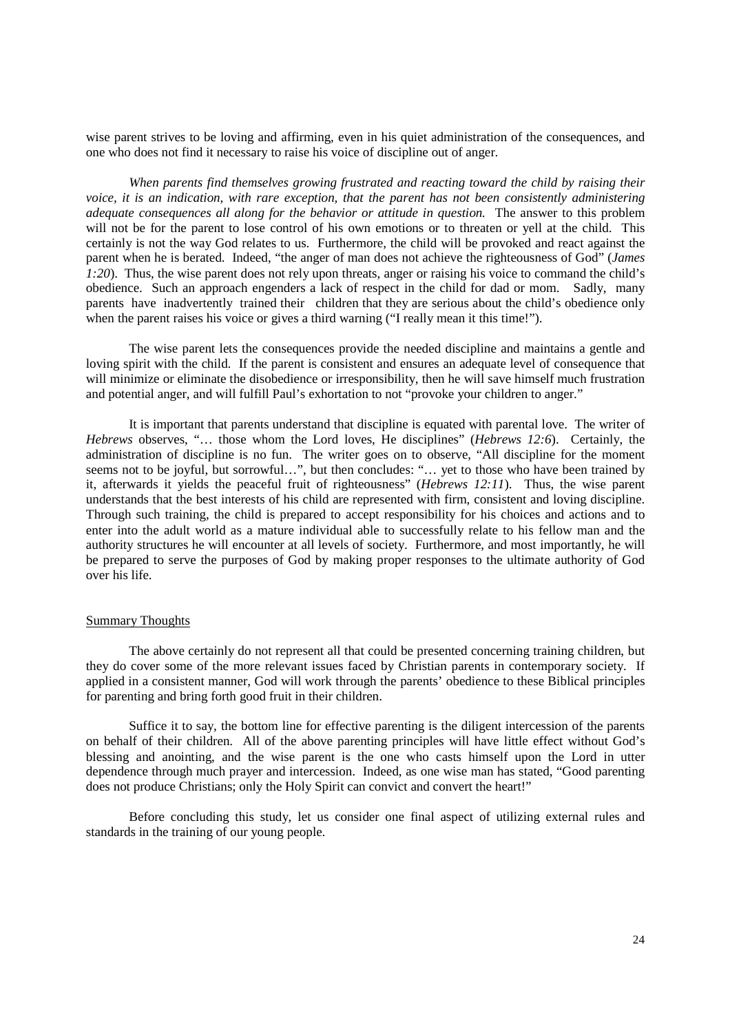wise parent strives to be loving and affirming, even in his quiet administration of the consequences, and one who does not find it necessary to raise his voice of discipline out of anger.

*When parents find themselves growing frustrated and reacting toward the child by raising their voice, it is an indication, with rare exception, that the parent has not been consistently administering adequate consequences all along for the behavior or attitude in question.* The answer to this problem will not be for the parent to lose control of his own emotions or to threaten or yell at the child. This certainly is not the way God relates to us. Furthermore, the child will be provoked and react against the parent when he is berated. Indeed, "the anger of man does not achieve the righteousness of God" (*James 1:20*). Thus, the wise parent does not rely upon threats, anger or raising his voice to command the child's obedience. Such an approach engenders a lack of respect in the child for dad or mom. Sadly, many parents have inadvertently trained their children that they are serious about the child's obedience only when the parent raises his voice or gives a third warning ("I really mean it this time!").

The wise parent lets the consequences provide the needed discipline and maintains a gentle and loving spirit with the child. If the parent is consistent and ensures an adequate level of consequence that will minimize or eliminate the disobedience or irresponsibility, then he will save himself much frustration and potential anger, and will fulfill Paul's exhortation to not "provoke your children to anger."

It is important that parents understand that discipline is equated with parental love. The writer of *Hebrews* observes, "… those whom the Lord loves, He disciplines" (*Hebrews 12:6*). Certainly, the administration of discipline is no fun. The writer goes on to observe, "All discipline for the moment seems not to be joyful, but sorrowful…", but then concludes: "… yet to those who have been trained by it, afterwards it yields the peaceful fruit of righteousness" (*Hebrews 12:11*). Thus, the wise parent understands that the best interests of his child are represented with firm, consistent and loving discipline. Through such training, the child is prepared to accept responsibility for his choices and actions and to enter into the adult world as a mature individual able to successfully relate to his fellow man and the authority structures he will encounter at all levels of society. Furthermore, and most importantly, he will be prepared to serve the purposes of God by making proper responses to the ultimate authority of God over his life.

## Summary Thoughts

The above certainly do not represent all that could be presented concerning training children, but they do cover some of the more relevant issues faced by Christian parents in contemporary society. If applied in a consistent manner, God will work through the parents' obedience to these Biblical principles for parenting and bring forth good fruit in their children.

Suffice it to say, the bottom line for effective parenting is the diligent intercession of the parents on behalf of their children. All of the above parenting principles will have little effect without God's blessing and anointing, and the wise parent is the one who casts himself upon the Lord in utter dependence through much prayer and intercession. Indeed, as one wise man has stated, "Good parenting does not produce Christians; only the Holy Spirit can convict and convert the heart!"

Before concluding this study, let us consider one final aspect of utilizing external rules and standards in the training of our young people.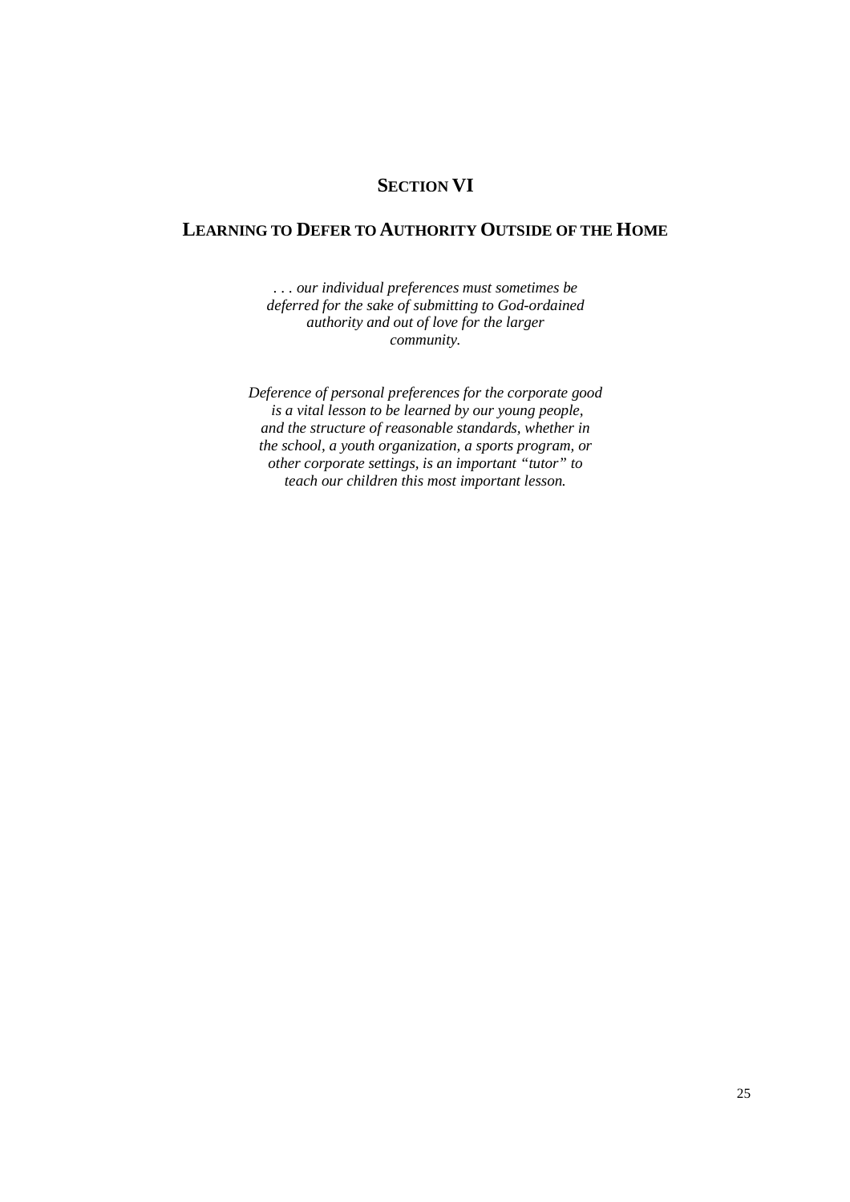# SECTION VI

## LEARNING TO DEFER TO AUTHORITY OUTSIDE OF THE HOME

*. . . our individual preferences must sometimes be deferred for the sake of submitting to God-ordained authority and out of love for the larger community.*

*Deference of personal preferences for the corporate good is a vital lesson to be learned by our young people, and the structure of reasonable standards, whether in the school, a youth organization, a sports program, or other corporate settings, is an important "tutor" to teach our children this most important lesson.*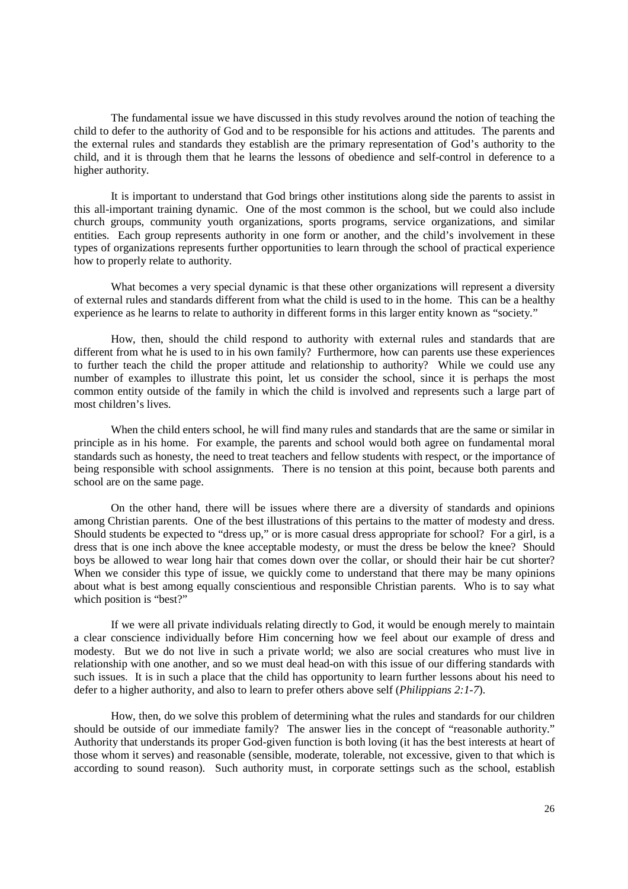The fundamental issue we have discussed in this study revolves around the notion of teaching the child to defer to the authority of God and to be responsible for his actions and attitudes. The parents and the external rules and standards they establish are the primary representation of God's authority to the child, and it is through them that he learns the lessons of obedience and self-control in deference to a higher authority.

It is important to understand that God brings other institutions along side the parents to assist in this all-important training dynamic. One of the most common is the school, but we could also include church groups, community youth organizations, sports programs, service organizations, and similar entities. Each group represents authority in one form or another, and the child's involvement in these types of organizations represents further opportunities to learn through the school of practical experience how to properly relate to authority.

What becomes a very special dynamic is that these other organizations will represent a diversity of external rules and standards different from what the child is used to in the home. This can be a healthy experience as he learns to relate to authority in different forms in this larger entity known as "society."

How, then, should the child respond to authority with external rules and standards that are different from what he is used to in his own family? Furthermore, how can parents use these experiences to further teach the child the proper attitude and relationship to authority? While we could use any number of examples to illustrate this point, let us consider the school, since it is perhaps the most common entity outside of the family in which the child is involved and represents such a large part of most children's lives.

When the child enters school, he will find many rules and standards that are the same or similar in principle as in his home. For example, the parents and school would both agree on fundamental moral standards such as honesty, the need to treat teachers and fellow students with respect, or the importance of being responsible with school assignments. There is no tension at this point, because both parents and school are on the same page.

On the other hand, there will be issues where there are a diversity of standards and opinions among Christian parents. One of the best illustrations of this pertains to the matter of modesty and dress. Should students be expected to "dress up," or is more casual dress appropriate for school? For a girl, is a dress that is one inch above the knee acceptable modesty, or must the dress be below the knee? Should boys be allowed to wear long hair that comes down over the collar, or should their hair be cut shorter? When we consider this type of issue, we quickly come to understand that there may be many opinions about what is best among equally conscientious and responsible Christian parents. Who is to say what which position is "best?"

If we were all private individuals relating directly to God, it would be enough merely to maintain a clear conscience individually before Him concerning how we feel about our example of dress and modesty. But we do not live in such a private world; we also are social creatures who must live in relationship with one another, and so we must deal head-on with this issue of our differing standards with such issues. It is in such a place that the child has opportunity to learn further lessons about his need to defer to a higher authority, and also to learn to prefer others above self (*Philippians 2:1-7*).

How, then, do we solve this problem of determining what the rules and standards for our children should be outside of our immediate family? The answer lies in the concept of "reasonable authority." Authority that understands its proper God-given function is both loving (it has the best interests at heart of those whom it serves) and reasonable (sensible, moderate, tolerable, not excessive, given to that which is according to sound reason). Such authority must, in corporate settings such as the school, establish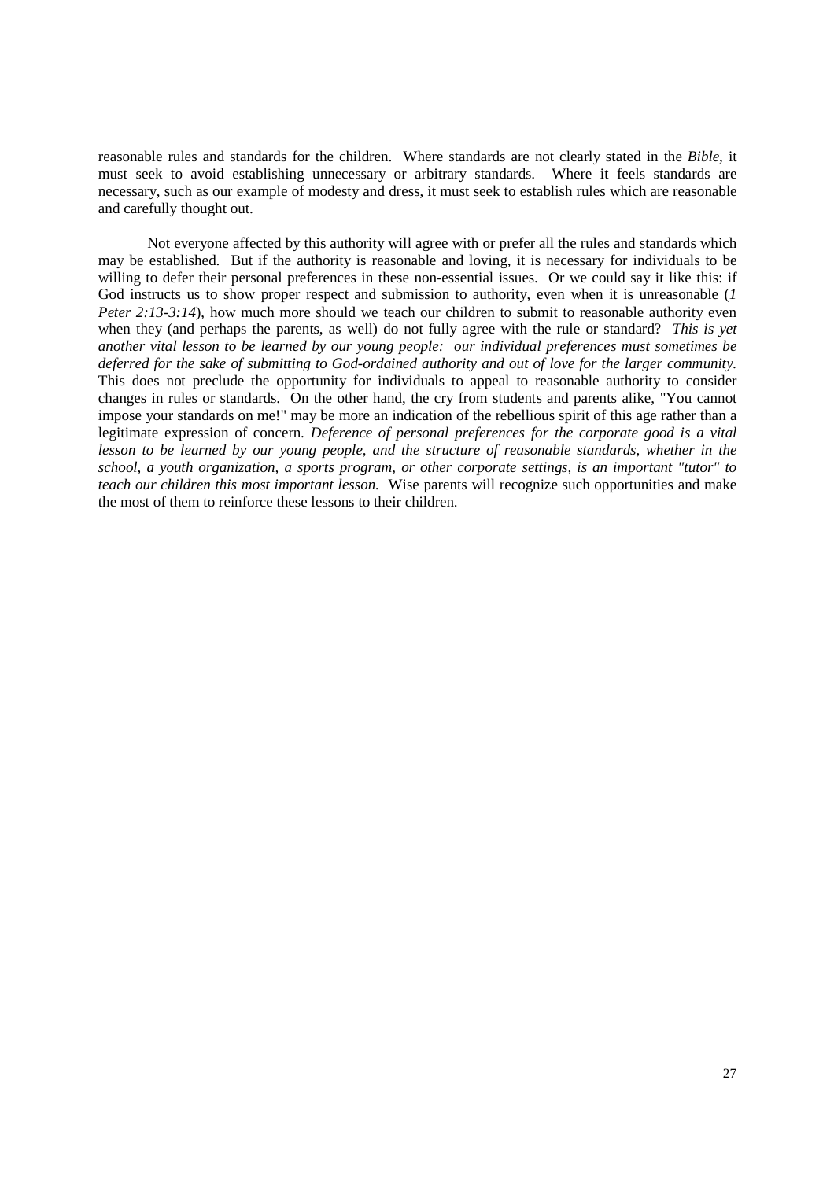reasonable rules and standards for the children. Where standards are not clearly stated in the *Bible*, it must seek to avoid establishing unnecessary or arbitrary standards. Where it feels standards are necessary, such as our example of modesty and dress, it must seek to establish rules which are reasonable and carefully thought out.

Not everyone affected by this authority will agree with or prefer all the rules and standards which may be established. But if the authority is reasonable and loving, it is necessary for individuals to be willing to defer their personal preferences in these non-essential issues. Or we could say it like this: if God instructs us to show proper respect and submission to authority, even when it is unreasonable (*1 Peter 2:13-3:14*), how much more should we teach our children to submit to reasonable authority even when they (and perhaps the parents, as well) do not fully agree with the rule or standard? *This is yet another vital lesson to be learned by our young people: our individual preferences must sometimes be deferred for the sake of submitting to God-ordained authority and out of love for the larger community.* This does not preclude the opportunity for individuals to appeal to reasonable authority to consider changes in rules or standards. On the other hand, the cry from students and parents alike, "You cannot impose your standards on me!" may be more an indication of the rebellious spirit of this age rather than a legitimate expression of concern. *Deference of personal preferences for the corporate good is a vital lesson to be learned by our young people, and the structure of reasonable standards, whether in the school, a youth organization, a sports program, or other corporate settings, is an important "tutor" to teach our children this most important lesson.* Wise parents will recognize such opportunities and make the most of them to reinforce these lessons to their children.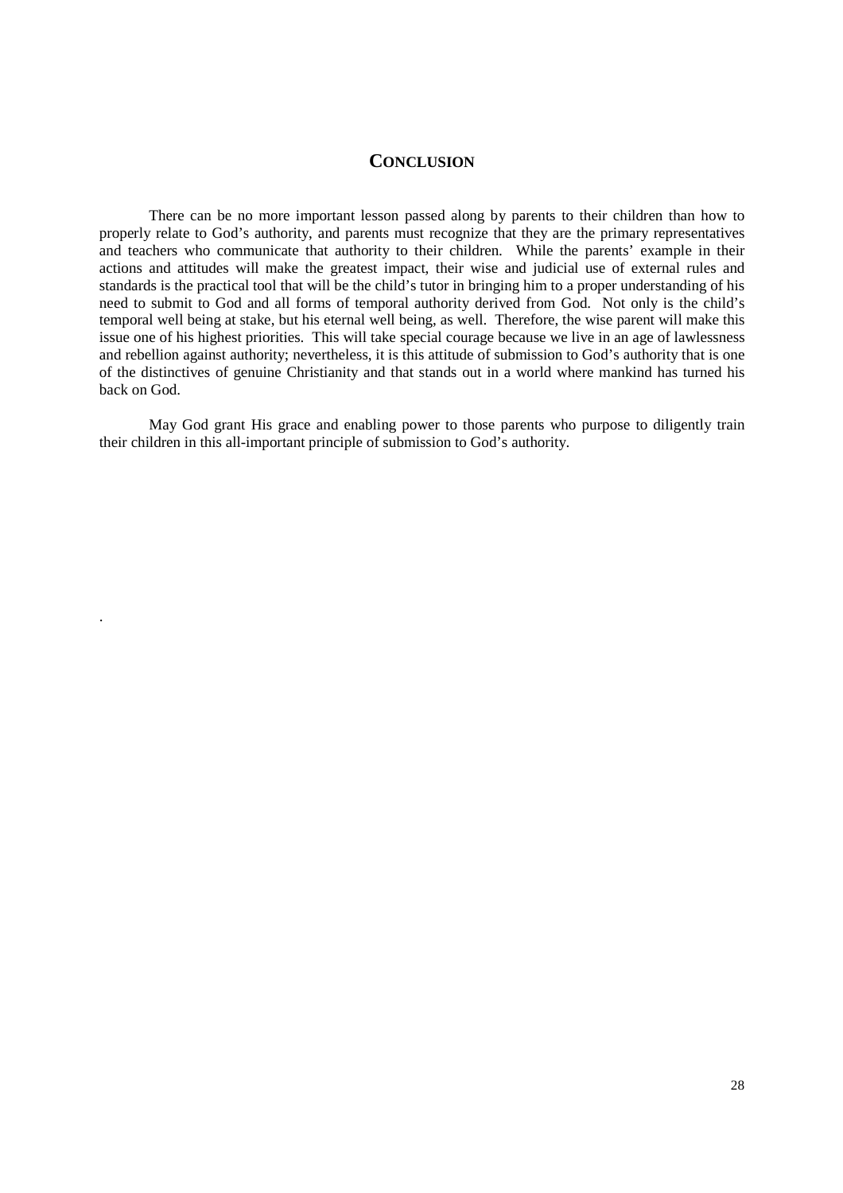## CONCLUSION

There can be no more important lesson passed along by parents to their children than how to properly relate to God's authority, and parents must recognize that they are the primary representatives and teachers who communicate that authority to their children. While the parents' example in their actions and attitudes will make the greatest impact, their wise and judicial use of external rules and standards is the practical tool that will be the child's tutor in bringing him to a proper understanding of his need to submit to God and all forms of temporal authority derived from God. Not only is the child's temporal well being at stake, but his eternal well being, as well. Therefore, the wise parent will make this issue one of his highest priorities. This will take special courage because we live in an age of lawlessness and rebellion against authority; nevertheless, it is this attitude of submission to God's authority that is one of the distinctives of genuine Christianity and that stands out in a world where mankind has turned his back on God.

May God grant His grace and enabling power to those parents who purpose to diligently train their children in this all-important principle of submission to God's authority.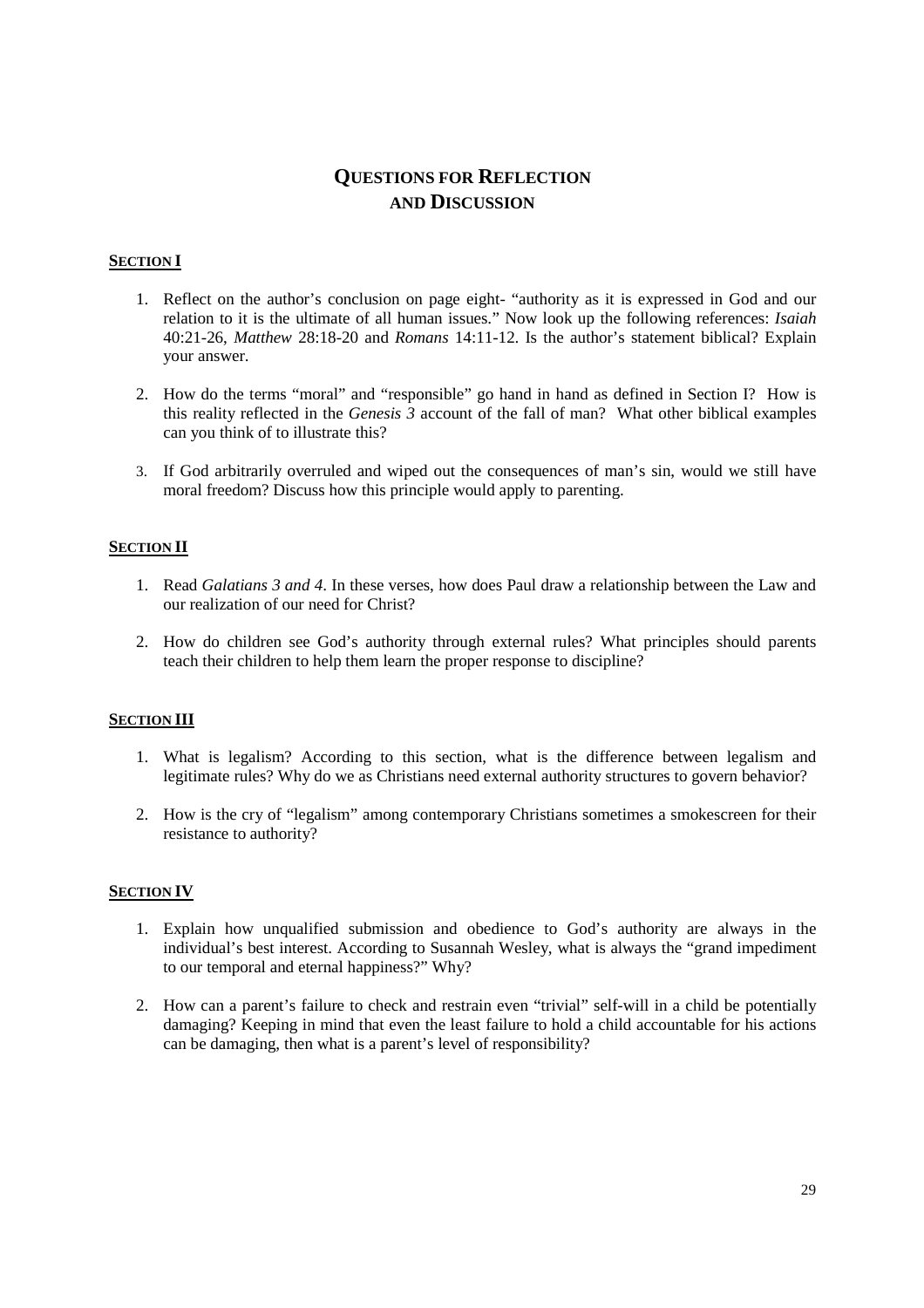# QUESTIONS FOR REFLECTION AND DISCUSSION

## SECTION I

1. Reflect on the author's conclusion on page eight- "authority as it is expressed in God and our relation to it is the ultimate of all human issues." Now look up the following references: *Isaiah* 40:21-26, *Matthew* 28:18-20 and *Romans* 14:11-12. Is the author's statement biblical? Explain your answer.

2. How do the terms "moral" and "responsible" go hand in hand as defined in Section I? How is this reality reflected in the *Genesis 3* account of the fall of man? What other biblical examples can you think of to illustrate this?

3. If God arbitrarily overruled and wiped out the consequences of man's sin, would we still have moral freedom? Discuss how this principle would apply to parenting.

## SECTION II

1. Read *Galatians 3 and 4*. In these verses, how does Paul draw a relationship between the Law and our realization of our need for Christ?

2. How do children see God's authority through external rules? What principles should parents teach their children to help them learn the proper response to discipline?

## SECTION III

1. What is legalism? According to this section, what is the difference between legalism and legitimate rules? Why do we as Christians need external authority structures to govern behavior?

2. How is the cry of "legalism" among contemporary Christians sometimes a smokescreen for their resistance to authority?

## SECTION IV

1. Explain how unqualified submission and obedience to God's authority are always in the individual's best interest. According to Susannah Wesley, what is always the "grand impediment to our temporal and eternal happiness?" Why?

2. How can a parent's failure to check and restrain even "trivial" self-will in a child be potentially damaging? Keeping in mind that even the least failure to hold a child accountable for his actions can be damaging, then what is a parent's level of responsibility?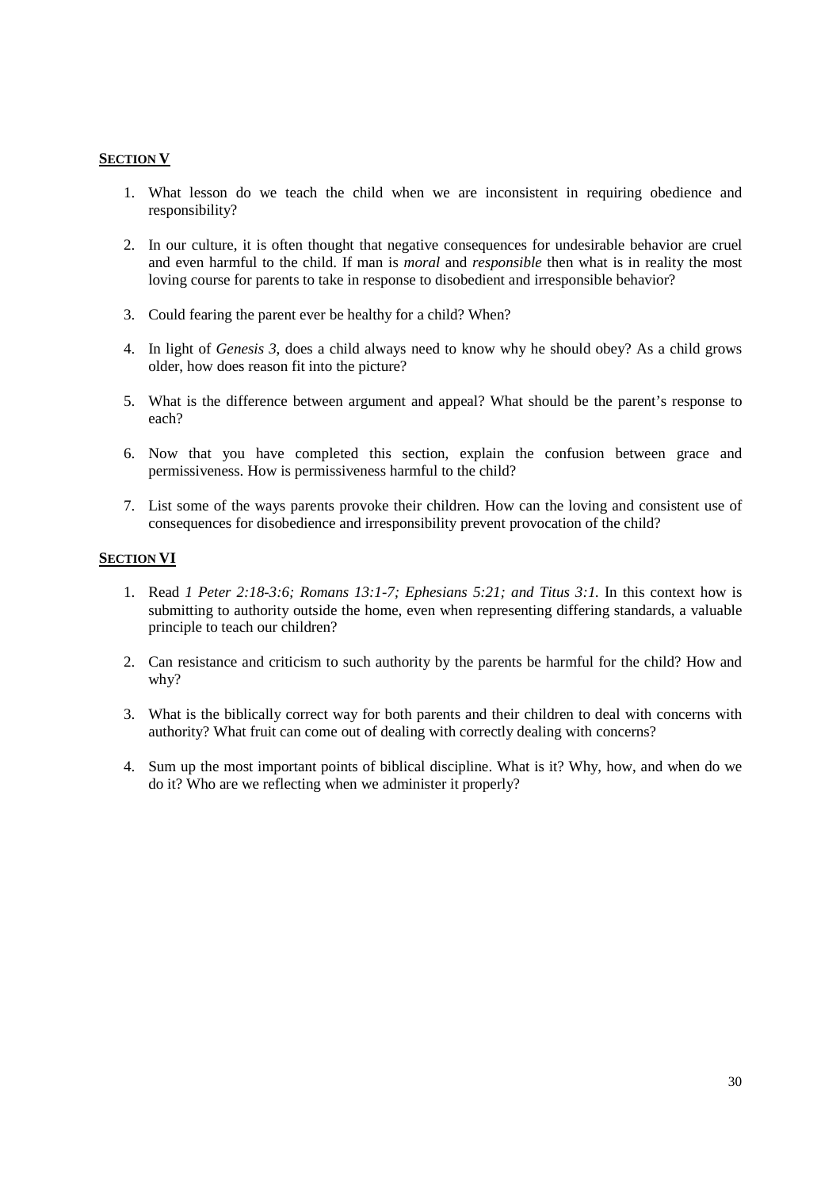## SECTION V

1. What lesson do we teach the child when we are inconsistent in requiring obedience and responsibility?

2. In our culture, it is often thought that negative consequences for undesirable behavior are cruel and even harmful to the child. If man is *moral* and *responsible* then what is in reality the most loving course for parents to take in response to disobedient and irresponsible behavior?

3. Could fearing the parent ever be healthy for a child? When?

4. In light of *Genesis 3*, does a child always need to know why he should obey? As a child grows older, how does reason fit into the picture?

5. What is the difference between argument and appeal? What should be the parent's response to each?

6. Now that you have completed this section, explain the confusion between grace and permissiveness. How is permissiveness harmful to the child?

7. List some of the ways parents provoke their children. How can the loving and consistent use of consequences for disobedience and irresponsibility prevent provocation of the child?

## SECTION VI

1. Read *1 Peter 2:18-3:6; Romans 13:1-7; Ephesians 5:21; and Titus 3:1.* In this context how is submitting to authority outside the home, even when representing differing standards, a valuable principle to teach our children?

2. Can resistance and criticism to such authority by the parents be harmful for the child? How and why?

3. What is the biblically correct way for both parents and their children to deal with concerns with authority? What fruit can come out of dealing with correctly dealing with concerns?

4. Sum up the most important points of biblical discipline. What is it? Why, how, and when do we do it? Who are we reflecting when we administer it properly?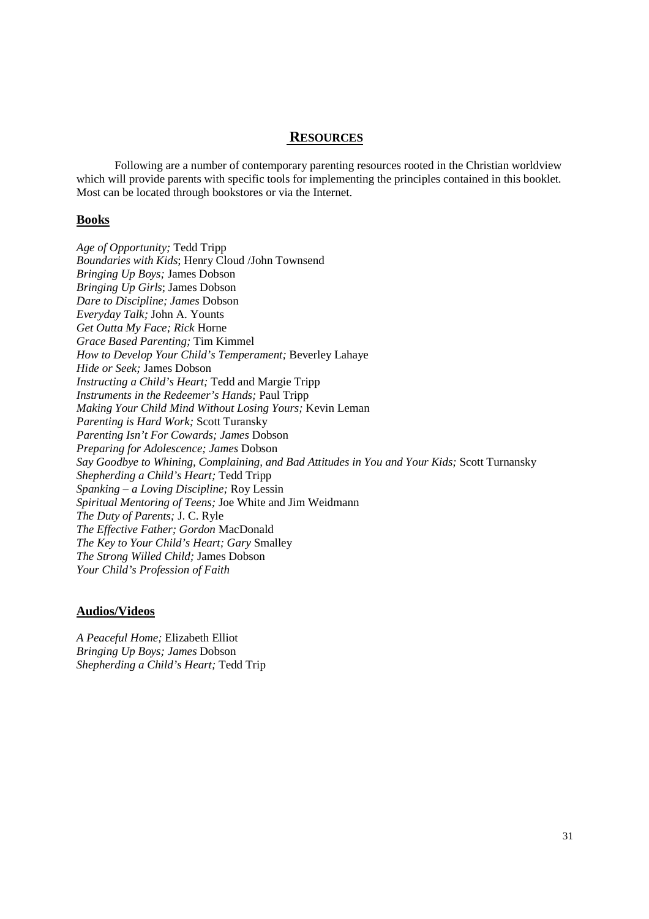## RESOURCES

Following are a number of contemporary parenting resources rooted in the Christian worldview which will provide parents with specific tools for implementing the principles contained in this booklet. Most can be located through bookstores or via the Internet.

### Books

*Age of Opportunity;* Tedd Tripp
*Boundaries with Kids*; Henry Cloud /John Townsend
*Bringing Up Boys;* James Dobson
*Bringing Up Girls*; James Dobson
*Dare to Discipline; James* Dobson
*Everyday Talk;* John A. Younts
*Get Outta My Face; Rick* Horne
*Grace Based Parenting;* Tim Kimmel
*How to Develop Your Child's Temperament;* Beverley Lahaye
*Hide or Seek;* James Dobson
*Instructing a Child's Heart;* Tedd and Margie Tripp
*Instruments in the Redeemer's Hands;* Paul Tripp
*Making Your Child Mind Without Losing Yours;* Kevin Leman
*Parenting is Hard Work;* Scott Turansky
*Parenting Isn't For Cowards; James* Dobson
*Preparing for Adolescence; James* Dobson
*Say Goodbye to Whining, Complaining, and Bad Attitudes in You and Your Kids;* Scott Turnansky
*Shepherding a Child's Heart;* Tedd Tripp
*Spanking – a Loving Discipline;* Roy Lessin
*Spiritual Mentoring of Teens;* Joe White and Jim Weidmann
*The Duty of Parents;* J. C. Ryle
*The Effective Father; Gordon* MacDonald
*The Key to Your Child's Heart; Gary* Smalley
*The Strong Willed Child;* James Dobson
*Your Child's Profession of Faith*

### Audios/Videos

*A Peaceful Home;* Elizabeth Elliot
*Bringing Up Boys; James* Dobson
*Shepherding a Child's Heart;* Tedd Trip